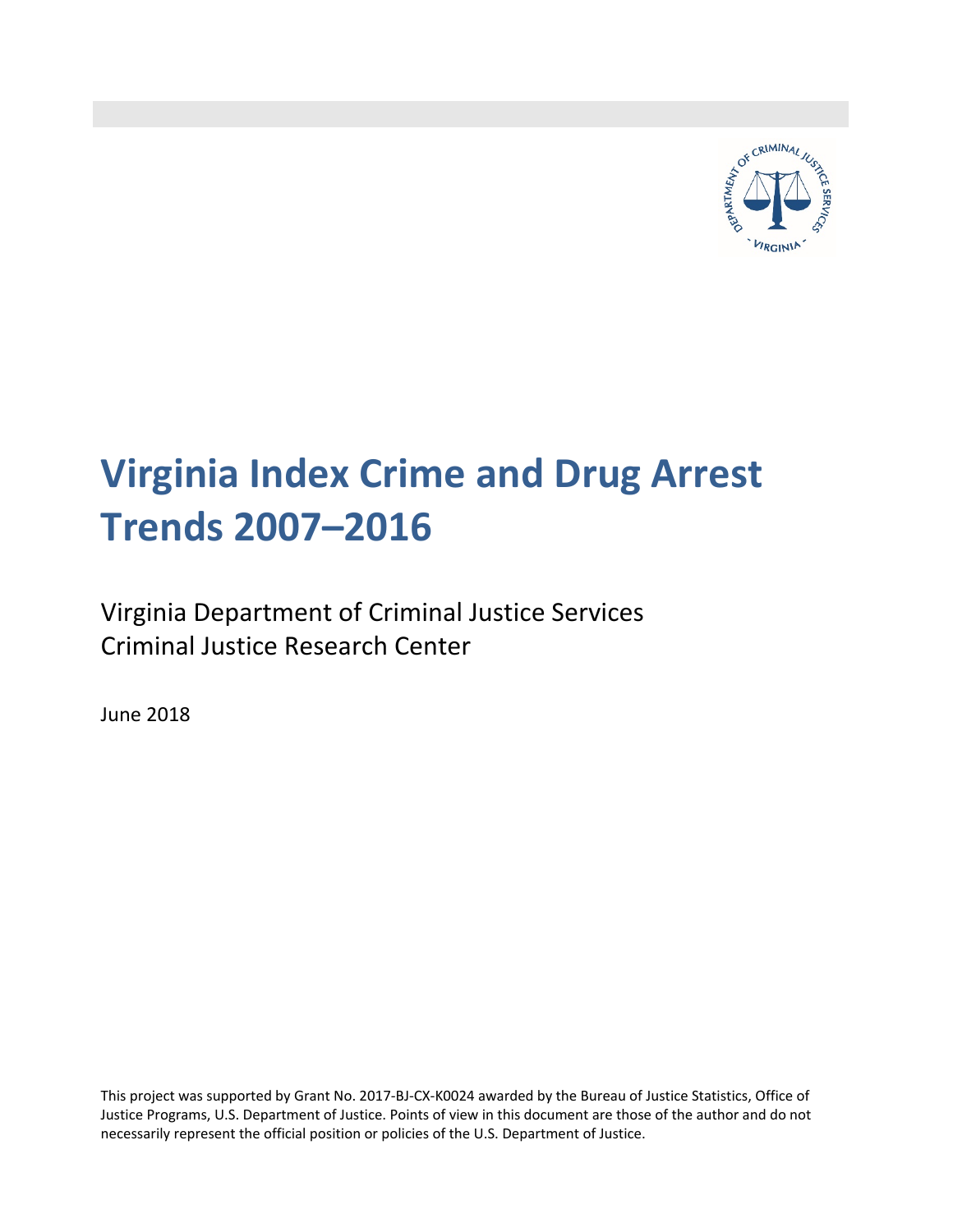# Virginia Index Crime and Drug Arrest Trends 2007–2016

Virginia Department of Criminal Justice Services
Criminal Justice Research Center

June 2018

This project was supported by Grant No. 2017-BJ-CX-K0024 awarded by the Bureau of Justice Statistics, Office of Justice Programs, U.S. Department of Justice. Points of view in this document are those of the author and do not necessarily represent the official position or policies of the U.S. Department of Justice.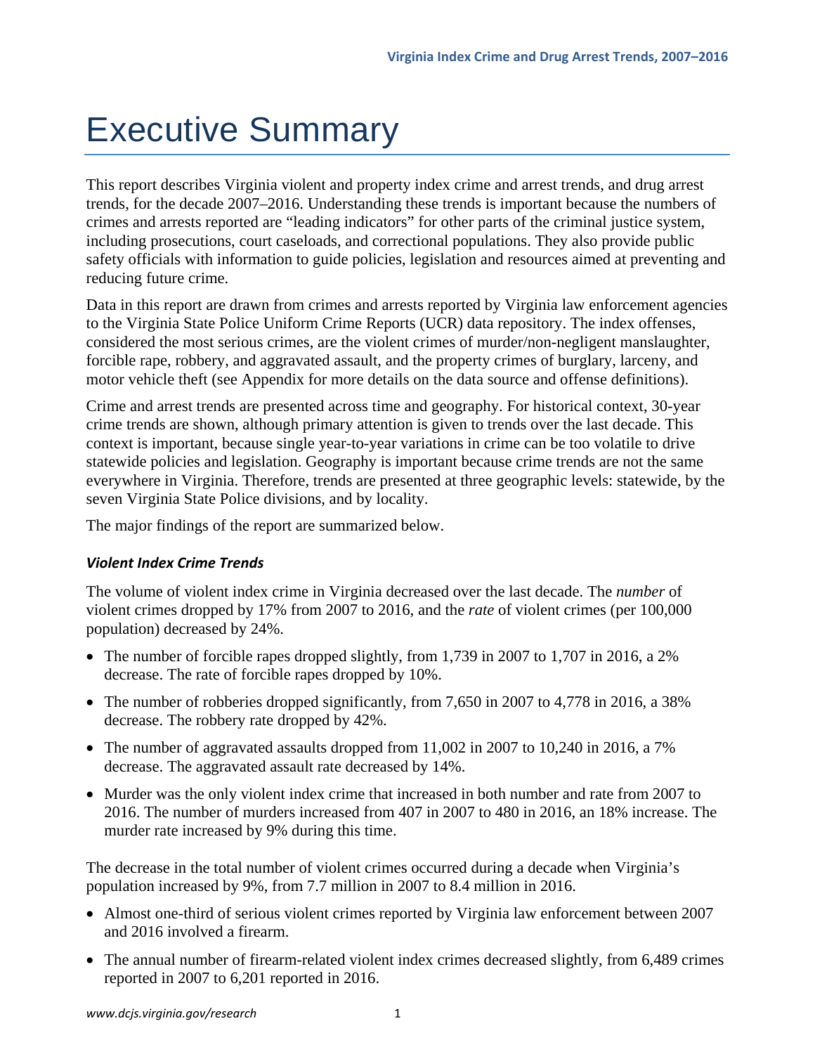# Executive Summary

This report describes Virginia violent and property index crime and arrest trends, and drug arrest trends, for the decade 2007–2016. Understanding these trends is important because the numbers of crimes and arrests reported are "leading indicators" for other parts of the criminal justice system, including prosecutions, court caseloads, and correctional populations. They also provide public safety officials with information to guide policies, legislation and resources aimed at preventing and reducing future crime.

Data in this report are drawn from crimes and arrests reported by Virginia law enforcement agencies to the Virginia State Police Uniform Crime Reports (UCR) data repository. The index offenses, considered the most serious crimes, are the violent crimes of murder/non-negligent manslaughter, forcible rape, robbery, and aggravated assault, and the property crimes of burglary, larceny, and motor vehicle theft (see Appendix for more details on the data source and offense definitions).

Crime and arrest trends are presented across time and geography. For historical context, 30-year crime trends are shown, although primary attention is given to trends over the last decade. This context is important, because single year-to-year variations in crime can be too volatile to drive statewide policies and legislation. Geography is important because crime trends are not the same everywhere in Virginia. Therefore, trends are presented at three geographic levels: statewide, by the seven Virginia State Police divisions, and by locality.

The major findings of the report are summarized below.

### *Violent Index Crime Trends*

The volume of violent index crime in Virginia decreased over the last decade. The *number* of violent crimes dropped by 17% from 2007 to 2016, and the *rate* of violent crimes (per 100,000 population) decreased by 24%.

- The number of forcible rapes dropped slightly, from 1,739 in 2007 to 1,707 in 2016, a 2% decrease. The rate of forcible rapes dropped by 10%.
- The number of robberies dropped significantly, from 7,650 in 2007 to 4,778 in 2016, a 38% decrease. The robbery rate dropped by 42%.
- The number of aggravated assaults dropped from 11,002 in 2007 to 10,240 in 2016, a 7% decrease. The aggravated assault rate decreased by 14%.
- Murder was the only violent index crime that increased in both number and rate from 2007 to 2016. The number of murders increased from 407 in 2007 to 480 in 2016, an 18% increase. The murder rate increased by 9% during this time.

The decrease in the total number of violent crimes occurred during a decade when Virginia's population increased by 9%, from 7.7 million in 2007 to 8.4 million in 2016.

- Almost one-third of serious violent crimes reported by Virginia law enforcement between 2007 and 2016 involved a firearm.
- The annual number of firearm-related violent index crimes decreased slightly, from 6,489 crimes reported in 2007 to 6,201 reported in 2016.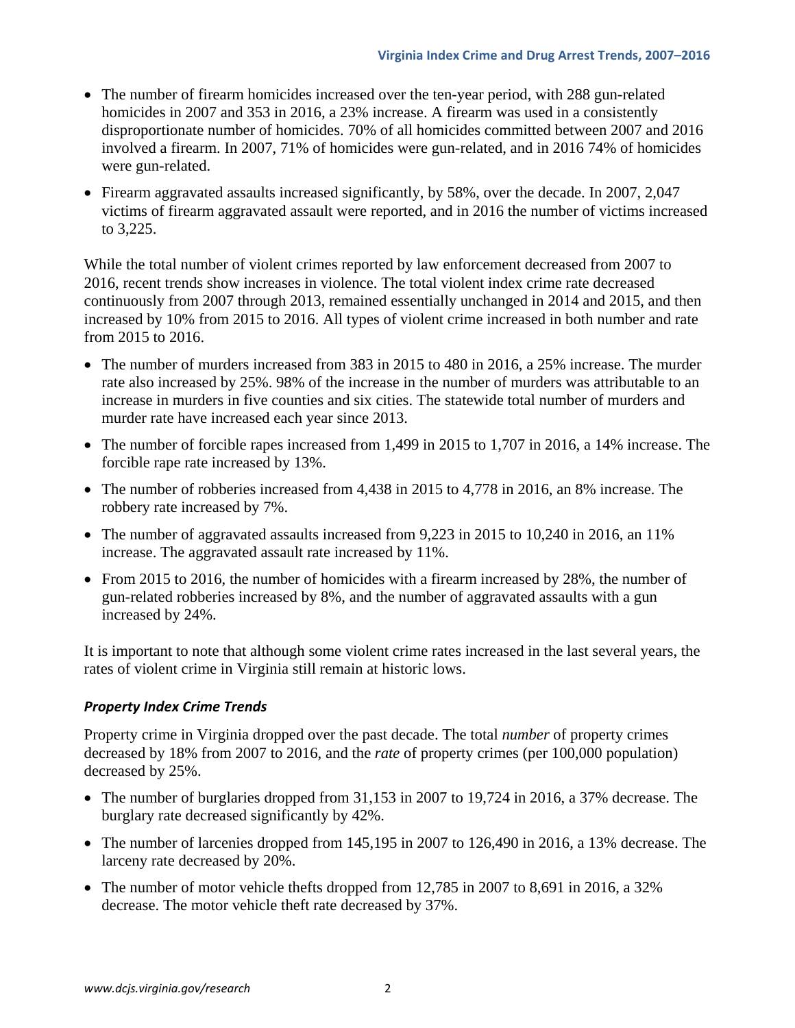- The number of firearm homicides increased over the ten-year period, with 288 gun-related homicides in 2007 and 353 in 2016, a 23% increase. A firearm was used in a consistently disproportionate number of homicides. 70% of all homicides committed between 2007 and 2016 involved a firearm. In 2007, 71% of homicides were gun-related, and in 2016 74% of homicides were gun-related.
- Firearm aggravated assaults increased significantly, by 58%, over the decade. In 2007, 2,047 victims of firearm aggravated assault were reported, and in 2016 the number of victims increased to 3,225.

While the total number of violent crimes reported by law enforcement decreased from 2007 to 2016, recent trends show increases in violence. The total violent index crime rate decreased continuously from 2007 through 2013, remained essentially unchanged in 2014 and 2015, and then increased by 10% from 2015 to 2016. All types of violent crime increased in both number and rate from 2015 to 2016.

- The number of murders increased from 383 in 2015 to 480 in 2016, a 25% increase. The murder rate also increased by 25%. 98% of the increase in the number of murders was attributable to an increase in murders in five counties and six cities. The statewide total number of murders and murder rate have increased each year since 2013.
- The number of forcible rapes increased from 1,499 in 2015 to 1,707 in 2016, a 14% increase. The forcible rape rate increased by 13%.
- The number of robberies increased from 4,438 in 2015 to 4,778 in 2016, an 8% increase. The robbery rate increased by 7%.
- The number of aggravated assaults increased from 9,223 in 2015 to 10,240 in 2016, an 11% increase. The aggravated assault rate increased by 11%.
- From 2015 to 2016, the number of homicides with a firearm increased by 28%, the number of gun-related robberies increased by 8%, and the number of aggravated assaults with a gun increased by 24%.

It is important to note that although some violent crime rates increased in the last several years, the rates of violent crime in Virginia still remain at historic lows.

### *Property Index Crime Trends*

Property crime in Virginia dropped over the past decade. The total *number* of property crimes decreased by 18% from 2007 to 2016, and the *rate* of property crimes (per 100,000 population) decreased by 25%.

- The number of burglaries dropped from 31,153 in 2007 to 19,724 in 2016, a 37% decrease. The burglary rate decreased significantly by 42%.
- The number of larcenies dropped from 145,195 in 2007 to 126,490 in 2016, a 13% decrease. The larceny rate decreased by 20%.
- The number of motor vehicle thefts dropped from 12,785 in 2007 to 8,691 in 2016, a 32% decrease. The motor vehicle theft rate decreased by 37%.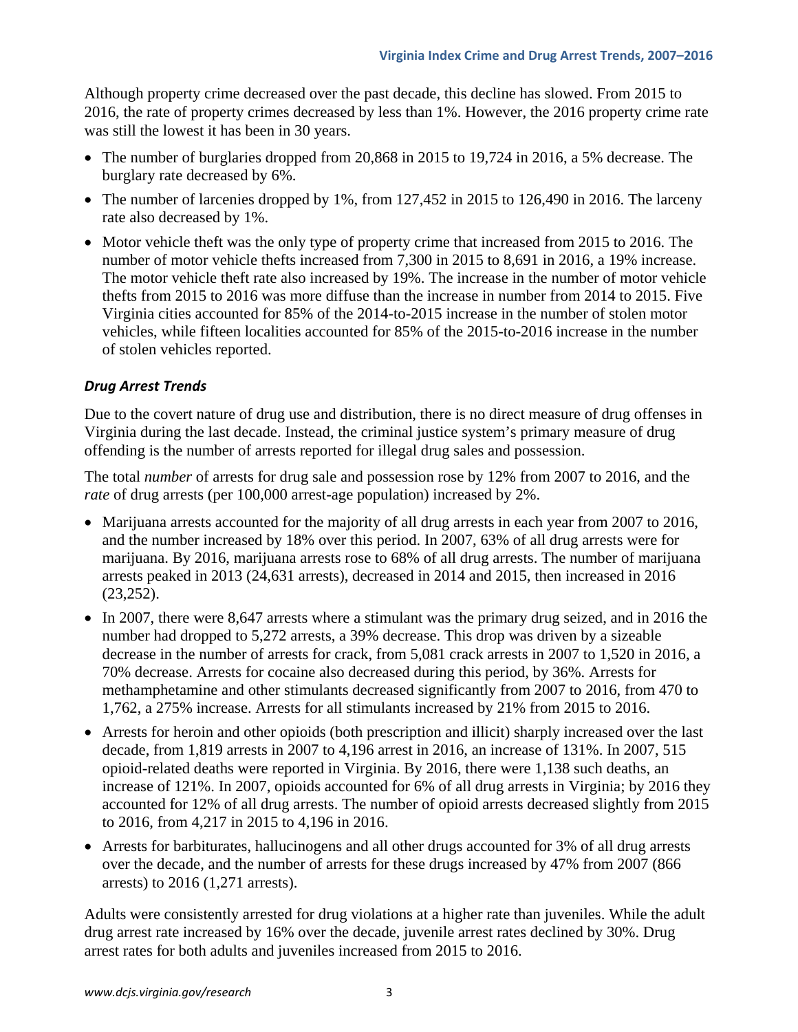Although property crime decreased over the past decade, this decline has slowed. From 2015 to 2016, the rate of property crimes decreased by less than 1%. However, the 2016 property crime rate was still the lowest it has been in 30 years.

- The number of burglaries dropped from 20,868 in 2015 to 19,724 in 2016, a 5% decrease. The burglary rate decreased by 6%.
- The number of larcenies dropped by 1%, from 127,452 in 2015 to 126,490 in 2016. The larceny rate also decreased by 1%.
- Motor vehicle theft was the only type of property crime that increased from 2015 to 2016. The number of motor vehicle thefts increased from 7,300 in 2015 to 8,691 in 2016, a 19% increase. The motor vehicle theft rate also increased by 19%. The increase in the number of motor vehicle thefts from 2015 to 2016 was more diffuse than the increase in number from 2014 to 2015. Five Virginia cities accounted for 85% of the 2014-to-2015 increase in the number of stolen motor vehicles, while fifteen localities accounted for 85% of the 2015-to-2016 increase in the number of stolen vehicles reported.

### *Drug Arrest Trends*

Due to the covert nature of drug use and distribution, there is no direct measure of drug offenses in Virginia during the last decade. Instead, the criminal justice system's primary measure of drug offending is the number of arrests reported for illegal drug sales and possession.

The total *number* of arrests for drug sale and possession rose by 12% from 2007 to 2016, and the *rate* of drug arrests (per 100,000 arrest-age population) increased by 2%.

- Marijuana arrests accounted for the majority of all drug arrests in each year from 2007 to 2016, and the number increased by 18% over this period. In 2007, 63% of all drug arrests were for marijuana. By 2016, marijuana arrests rose to 68% of all drug arrests. The number of marijuana arrests peaked in 2013 (24,631 arrests), decreased in 2014 and 2015, then increased in 2016 (23,252).
- In 2007, there were 8,647 arrests where a stimulant was the primary drug seized, and in 2016 the number had dropped to 5,272 arrests, a 39% decrease. This drop was driven by a sizeable decrease in the number of arrests for crack, from 5,081 crack arrests in 2007 to 1,520 in 2016, a 70% decrease. Arrests for cocaine also decreased during this period, by 36%. Arrests for methamphetamine and other stimulants decreased significantly from 2007 to 2016, from 470 to 1,762, a 275% increase. Arrests for all stimulants increased by 21% from 2015 to 2016.
- Arrests for heroin and other opioids (both prescription and illicit) sharply increased over the last decade, from 1,819 arrests in 2007 to 4,196 arrest in 2016, an increase of 131%. In 2007, 515 opioid-related deaths were reported in Virginia. By 2016, there were 1,138 such deaths, an increase of 121%. In 2007, opioids accounted for 6% of all drug arrests in Virginia; by 2016 they accounted for 12% of all drug arrests. The number of opioid arrests decreased slightly from 2015 to 2016, from 4,217 in 2015 to 4,196 in 2016.
- Arrests for barbiturates, hallucinogens and all other drugs accounted for 3% of all drug arrests over the decade, and the number of arrests for these drugs increased by 47% from 2007 (866 arrests) to 2016 (1,271 arrests).

Adults were consistently arrested for drug violations at a higher rate than juveniles. While the adult drug arrest rate increased by 16% over the decade, juvenile arrest rates declined by 30%. Drug arrest rates for both adults and juveniles increased from 2015 to 2016.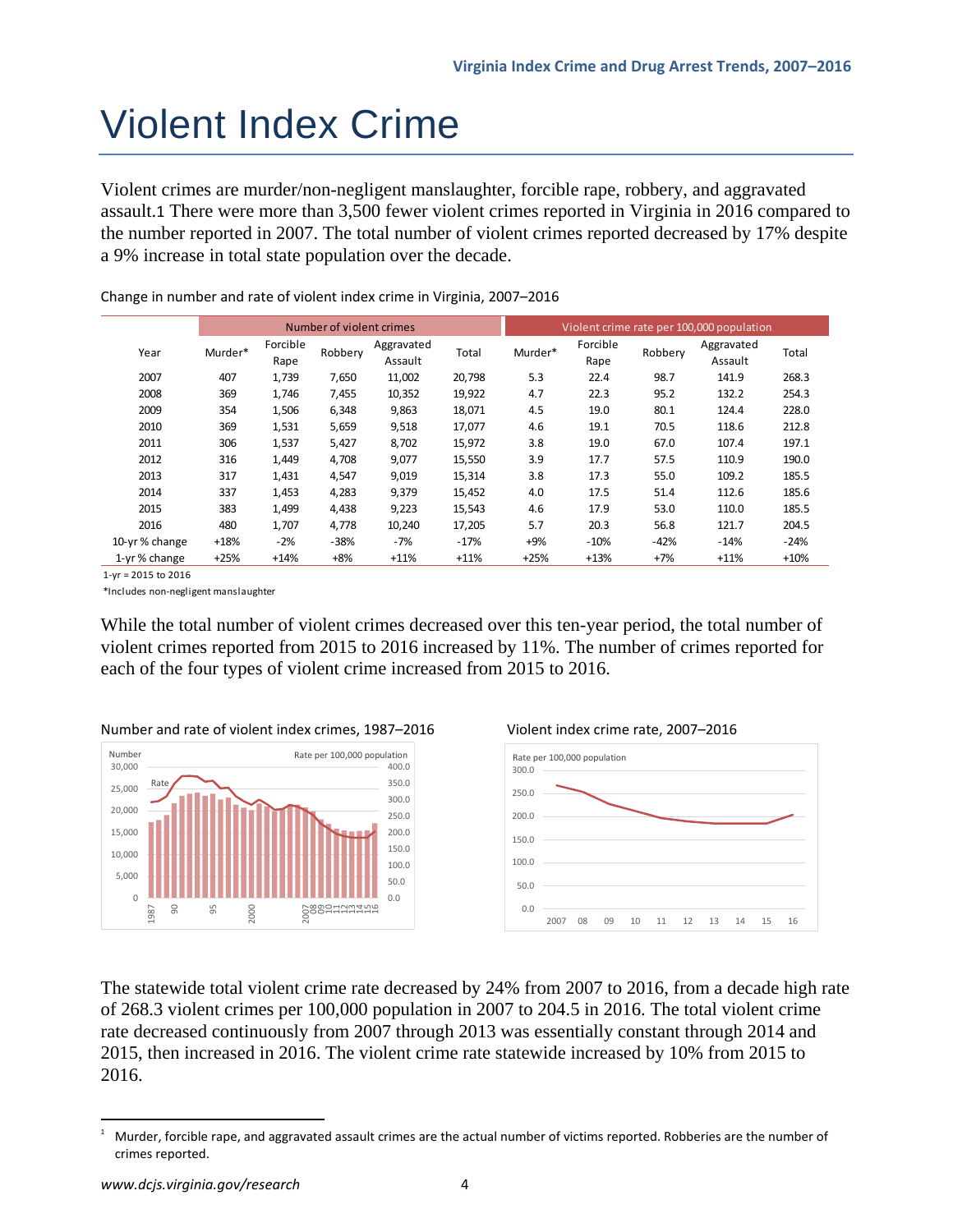# Violent Index Crime

Violent crimes are murder/non-negligent manslaughter, forcible rape, robbery, and aggravated assault.[1] There were more than 3,500 fewer violent crimes reported in Virginia in 2016 compared to the number reported in 2007. The total number of violent crimes reported decreased by 17% despite a 9% increase in total state population over the decade.

Change in number and rate of violent index crime in Virginia, 2007–2016

| | Number of violent crimes | | | | | Violent crime rate per 100,000 population | | | | |
|---|---|---|---|---|---|---|---|---|---|---|
| Year | Murder* | Forcible Rape | Robbery | Aggravated Assault | Total | Murder* | Forcible Rape | Robbery | Aggravated Assault | Total |
| 2007 | 407 | 1,739 | 7,650 | 11,002 | 20,798 | 5.3 | 22.4 | 98.7 | 141.9 | 268.3 |
| 2008 | 369 | 1,746 | 7,455 | 10,352 | 19,922 | 4.7 | 22.3 | 95.2 | 132.2 | 254.3 |
| 2009 | 354 | 1,506 | 6,348 | 9,863 | 18,071 | 4.5 | 19.0 | 80.1 | 124.4 | 228.0 |
| 2010 | 369 | 1,531 | 5,659 | 9,518 | 17,077 | 4.6 | 19.1 | 70.5 | 118.6 | 212.8 |
| 2011 | 306 | 1,537 | 5,427 | 8,702 | 15,972 | 3.8 | 19.0 | 67.0 | 107.4 | 197.1 |
| 2012 | 316 | 1,449 | 4,708 | 9,077 | 15,550 | 3.9 | 17.7 | 57.5 | 110.9 | 190.0 |
| 2013 | 317 | 1,431 | 4,547 | 9,019 | 15,314 | 3.8 | 17.3 | 55.0 | 109.2 | 185.5 |
| 2014 | 337 | 1,453 | 4,283 | 9,379 | 15,452 | 4.0 | 17.5 | 51.4 | 112.6 | 185.6 |
| 2015 | 383 | 1,499 | 4,438 | 9,223 | 15,543 | 4.6 | 17.9 | 53.0 | 110.0 | 185.5 |
| 2016 | 480 | 1,707 | 4,778 | 10,240 | 17,205 | 5.7 | 20.3 | 56.8 | 121.7 | 204.5 |
| 10-yr % change | +18% | -2% | -38% | -7% | -17% | +9% | -10% | -42% | -14% | -24% |
| 1-yr % change | +25% | +14% | +8% | +11% | +11% | +25% | +13% | +7% | +11% | +10% |

1-yr = 2015 to 2016

*Includes non-negligent manslaughter

While the total number of violent crimes decreased over this ten-year period, the total number of violent crimes reported from 2015 to 2016 increased by 11%. The number of crimes reported for each of the four types of violent crime increased from 2015 to 2016.

Number and rate of violent index crimes, 1987–2016

Violent index crime rate, 2007–2016

The statewide total violent crime rate decreased by 24% from 2007 to 2016, from a decade high rate of 268.3 violent crimes per 100,000 population in 2007 to 204.5 in 2016. The total violent crime rate decreased continuously from 2007 through 2013 was essentially constant through 2014 and 2015, then increased in 2016. The violent crime rate statewide increased by 10% from 2015 to 2016.

[1] Murder, forcible rape, and aggravated assault crimes are the actual number of victims reported. Robberies are the number of crimes reported.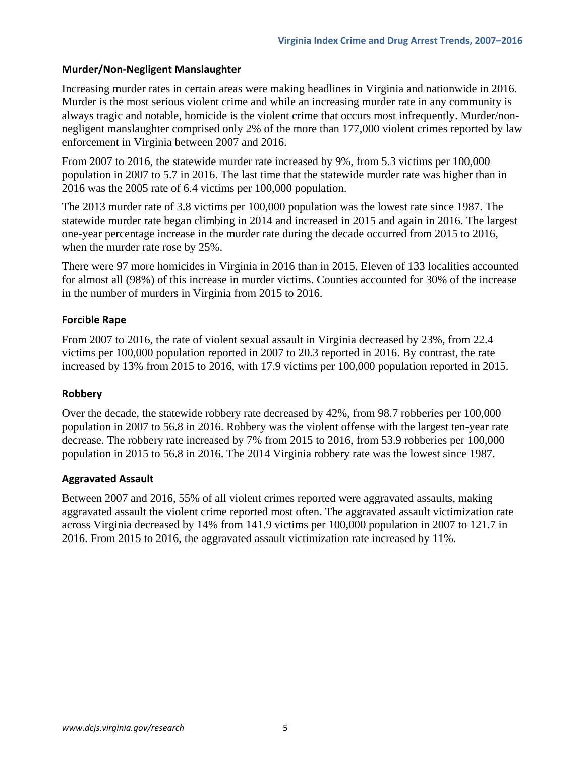### Murder/Non-Negligent Manslaughter

Increasing murder rates in certain areas were making headlines in Virginia and nationwide in 2016. Murder is the most serious violent crime and while an increasing murder rate in any community is always tragic and notable, homicide is the violent crime that occurs most infrequently. Murder/non-negligent manslaughter comprised only 2% of the more than 177,000 violent crimes reported by law enforcement in Virginia between 2007 and 2016.

From 2007 to 2016, the statewide murder rate increased by 9%, from 5.3 victims per 100,000 population in 2007 to 5.7 in 2016. The last time that the statewide murder rate was higher than in 2016 was the 2005 rate of 6.4 victims per 100,000 population.

The 2013 murder rate of 3.8 victims per 100,000 population was the lowest rate since 1987. The statewide murder rate began climbing in 2014 and increased in 2015 and again in 2016. The largest one-year percentage increase in the murder rate during the decade occurred from 2015 to 2016, when the murder rate rose by 25%.

There were 97 more homicides in Virginia in 2016 than in 2015. Eleven of 133 localities accounted for almost all (98%) of this increase in murder victims. Counties accounted for 30% of the increase in the number of murders in Virginia from 2015 to 2016.

### Forcible Rape

From 2007 to 2016, the rate of violent sexual assault in Virginia decreased by 23%, from 22.4 victims per 100,000 population reported in 2007 to 20.3 reported in 2016. By contrast, the rate increased by 13% from 2015 to 2016, with 17.9 victims per 100,000 population reported in 2015.

### Robbery

Over the decade, the statewide robbery rate decreased by 42%, from 98.7 robberies per 100,000 population in 2007 to 56.8 in 2016. Robbery was the violent offense with the largest ten-year rate decrease. The robbery rate increased by 7% from 2015 to 2016, from 53.9 robberies per 100,000 population in 2015 to 56.8 in 2016. The 2014 Virginia robbery rate was the lowest since 1987.

### Aggravated Assault

Between 2007 and 2016, 55% of all violent crimes reported were aggravated assaults, making aggravated assault the violent crime reported most often. The aggravated assault victimization rate across Virginia decreased by 14% from 141.9 victims per 100,000 population in 2007 to 121.7 in 2016. From 2015 to 2016, the aggravated assault victimization rate increased by 11%.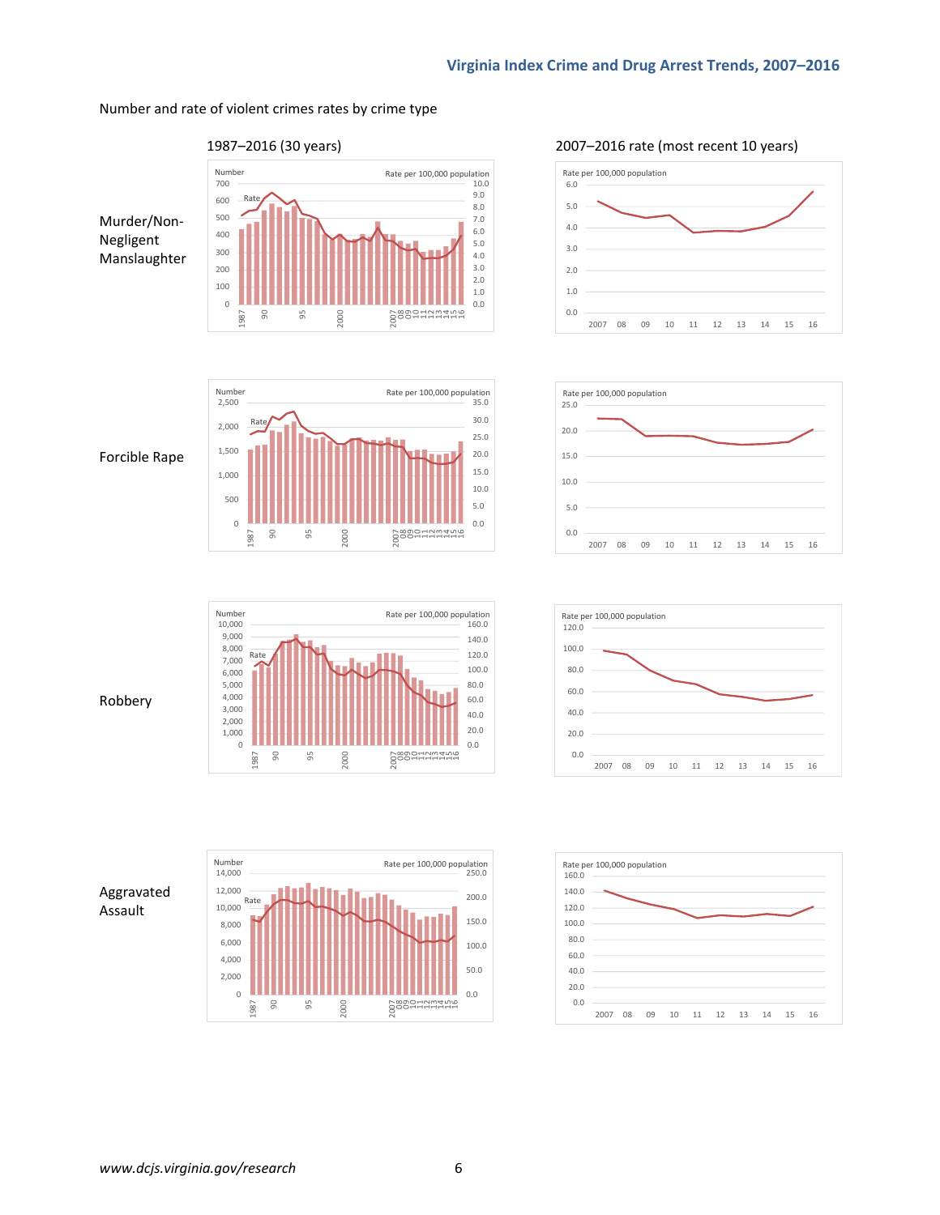Number and rate of violent crimes rates by crime type

1987–2016 (30 years)

2007–2016 rate (most recent 10 years)

Murder/Non-Negligent Manslaughter

Forcible Rape

Robbery

Aggravated Assault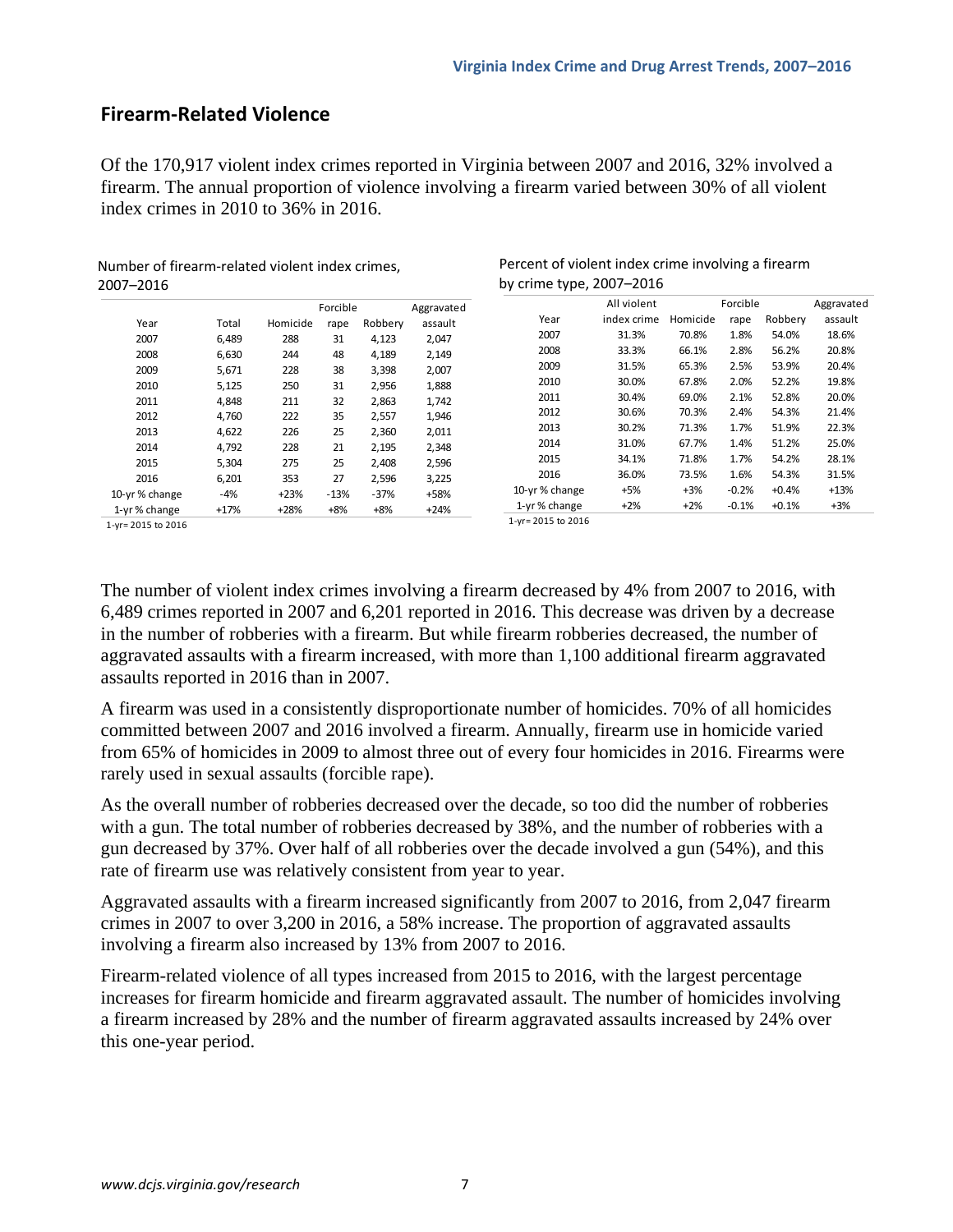## Firearm-Related Violence

Of the 170,917 violent index crimes reported in Virginia between 2007 and 2016, 32% involved a firearm. The annual proportion of violence involving a firearm varied between 30% of all violent index crimes in 2010 to 36% in 2016.

Number of firearm-related violent index crimes, 2007–2016

| Year | Total | Homicide | Forcible rape | Robbery | Aggravated assault |
|---|---|---|---|---|---|
| 2007 | 6,489 | 288 | 31 | 4,123 | 2,047 |
| 2008 | 6,630 | 244 | 48 | 4,189 | 2,149 |
| 2009 | 5,671 | 228 | 38 | 3,398 | 2,007 |
| 2010 | 5,125 | 250 | 31 | 2,956 | 1,888 |
| 2011 | 4,848 | 211 | 32 | 2,863 | 1,742 |
| 2012 | 4,760 | 222 | 35 | 2,557 | 1,946 |
| 2013 | 4,622 | 226 | 25 | 2,360 | 2,011 |
| 2014 | 4,792 | 228 | 21 | 2,195 | 2,348 |
| 2015 | 5,304 | 275 | 25 | 2,408 | 2,596 |
| 2016 | 6,201 | 353 | 27 | 2,596 | 3,225 |
| 10-yr % change | -4% | +23% | -13% | -37% | +58% |
| 1-yr % change | +17% | +28% | +8% | +8% | +24% |

1-yr= 2015 to 2016

Percent of violent index crime involving a firearm by crime type, 2007–2016

| Year | All violent index crime | Homicide | Forcible rape | Robbery | Aggravated assault |
|---|---|---|---|---|---|
| 2007 | 31.3% | 70.8% | 1.8% | 54.0% | 18.6% |
| 2008 | 33.3% | 66.1% | 2.8% | 56.2% | 20.8% |
| 2009 | 31.5% | 65.3% | 2.5% | 53.9% | 20.4% |
| 2010 | 30.0% | 67.8% | 2.0% | 52.2% | 19.8% |
| 2011 | 30.4% | 69.0% | 2.1% | 52.8% | 20.0% |
| 2012 | 30.6% | 70.3% | 2.4% | 54.3% | 21.4% |
| 2013 | 30.2% | 71.3% | 1.7% | 51.9% | 22.3% |
| 2014 | 31.0% | 67.7% | 1.4% | 51.2% | 25.0% |
| 2015 | 34.1% | 71.8% | 1.7% | 54.2% | 28.1% |
| 2016 | 36.0% | 73.5% | 1.6% | 54.3% | 31.5% |
| 10-yr % change | +5% | +3% | -0.2% | +0.4% | +13% |
| 1-yr % change | +2% | +2% | -0.1% | +0.1% | +3% |

1-yr= 2015 to 2016

The number of violent index crimes involving a firearm decreased by 4% from 2007 to 2016, with 6,489 crimes reported in 2007 and 6,201 reported in 2016. This decrease was driven by a decrease in the number of robberies with a firearm. But while firearm robberies decreased, the number of aggravated assaults with a firearm increased, with more than 1,100 additional firearm aggravated assaults reported in 2016 than in 2007.

A firearm was used in a consistently disproportionate number of homicides. 70% of all homicides committed between 2007 and 2016 involved a firearm. Annually, firearm use in homicide varied from 65% of homicides in 2009 to almost three out of every four homicides in 2016. Firearms were rarely used in sexual assaults (forcible rape).

As the overall number of robberies decreased over the decade, so too did the number of robberies with a gun. The total number of robberies decreased by 38%, and the number of robberies with a gun decreased by 37%. Over half of all robberies over the decade involved a gun (54%), and this rate of firearm use was relatively consistent from year to year.

Aggravated assaults with a firearm increased significantly from 2007 to 2016, from 2,047 firearm crimes in 2007 to over 3,200 in 2016, a 58% increase. The proportion of aggravated assaults involving a firearm also increased by 13% from 2007 to 2016.

Firearm-related violence of all types increased from 2015 to 2016, with the largest percentage increases for firearm homicide and firearm aggravated assault. The number of homicides involving a firearm increased by 28% and the number of firearm aggravated assaults increased by 24% over this one-year period.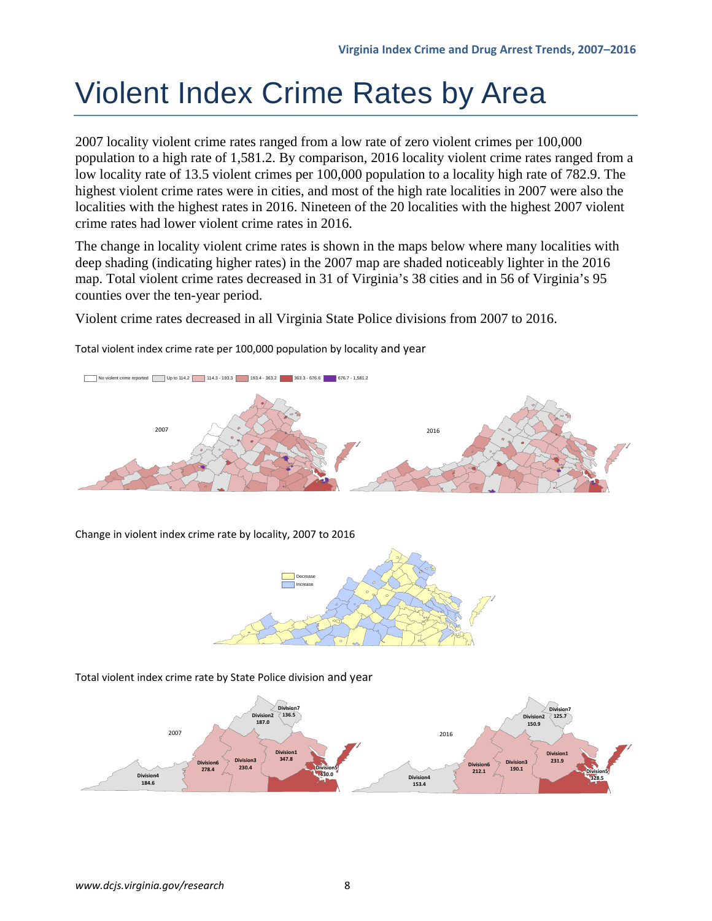# Violent Index Crime Rates by Area

2007 locality violent crime rates ranged from a low rate of zero violent crimes per 100,000 population to a high rate of 1,581.2. By comparison, 2016 locality violent crime rates ranged from a low locality rate of 13.5 violent crimes per 100,000 population to a locality high rate of 782.9. The highest violent crime rates were in cities, and most of the high rate localities in 2007 were also the localities with the highest rates in 2016. Nineteen of the 20 localities with the highest 2007 violent crime rates had lower violent crime rates in 2016.

The change in locality violent crime rates is shown in the maps below where many localities with deep shading (indicating higher rates) in the 2007 map are shaded noticeably lighter in the 2016 map. Total violent crime rates decreased in 31 of Virginia's 38 cities and in 56 of Virginia's 95 counties over the ten-year period.

Violent crime rates decreased in all Virginia State Police divisions from 2007 to 2016.

Total violent index crime rate per 100,000 population by locality and year

No violent crime reported | Up to 114.2 | 114.3 - 193.3 | 193.4 - 363.2 | 363.3 - 676.6 | 676.7 - 1,581.2

2007 | 2016

Change in violent index crime rate by locality, 2007 to 2016

Decrease | Increase

Total violent index crime rate by State Police division and year

| Division | 2007 | 2016 |
|---|---|---|
| Division1 | 347.8 | 231.9 |
| Division2 | 187.0 | 150.9 |
| Division3 | 230.4 | 190.1 |
| Division4 | 184.6 | 153.4 |
| Division5 | 430.0 | 328.5 |
| Division6 | 278.4 | 212.1 |
| Division7 | 136.5 | 125.7 |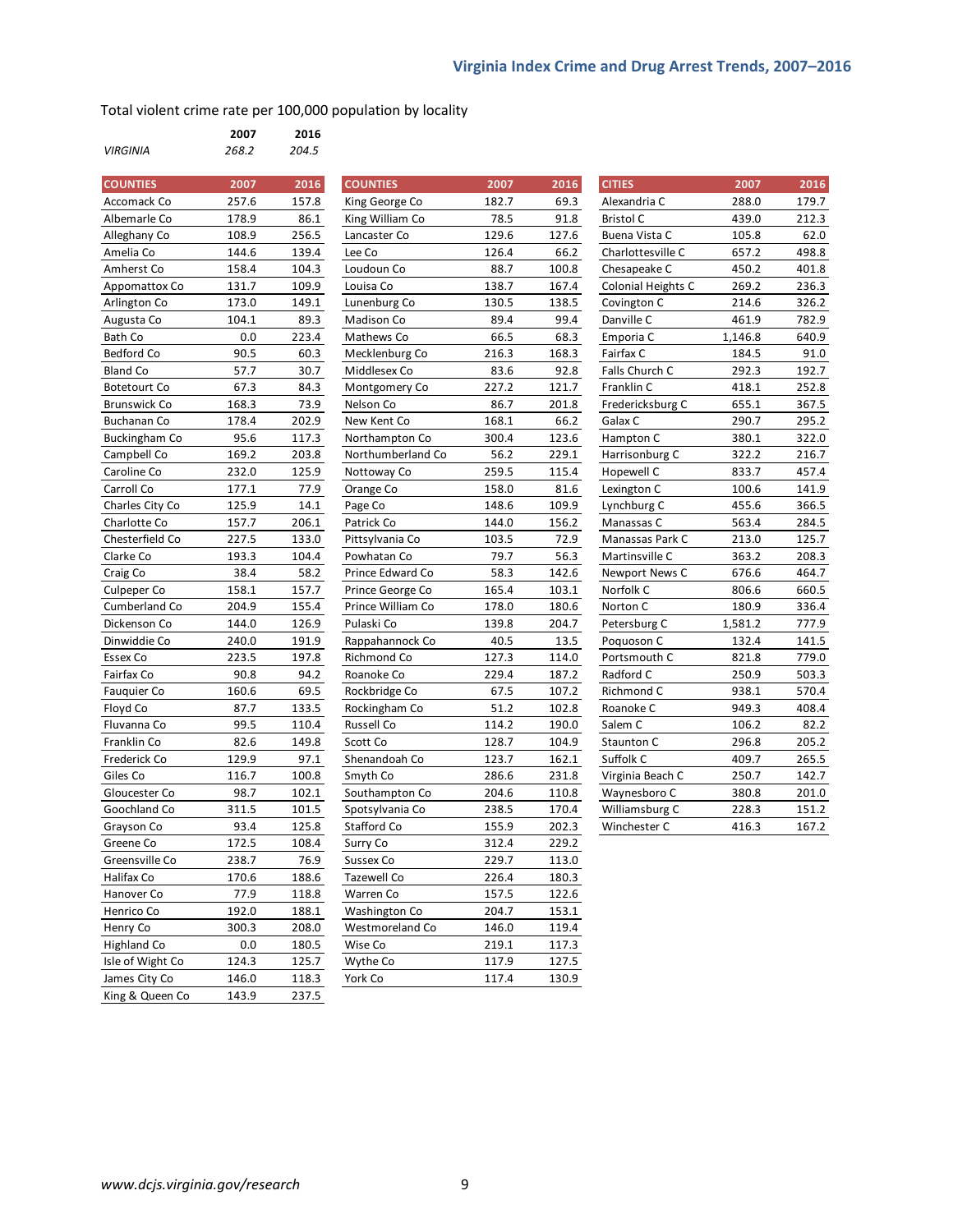Total violent crime rate per 100,000 population by locality

| | 2007 | 2016 |
|---|---|---|
| *VIRGINIA* | *268.2* | *204.5* |

| COUNTIES | 2007 | 2016 |
|---|---|---|
| Accomack Co | 257.6 | 157.8 |
| Albemarle Co | 178.9 | 86.1 |
| Alleghany Co | 108.9 | 256.5 |
| Amelia Co | 144.6 | 139.4 |
| Amherst Co | 158.4 | 104.3 |
| Appomattox Co | 131.7 | 109.9 |
| Arlington Co | 173.0 | 149.1 |
| Augusta Co | 104.1 | 89.3 |
| Bath Co | 0.0 | 223.4 |
| Bedford Co | 90.5 | 60.3 |
| Bland Co | 57.7 | 30.7 |
| Botetourt Co | 67.3 | 84.3 |
| Brunswick Co | 168.3 | 73.9 |
| Buchanan Co | 178.4 | 202.9 |
| Buckingham Co | 95.6 | 117.3 |
| Campbell Co | 169.2 | 203.8 |
| Caroline Co | 232.0 | 125.9 |
| Carroll Co | 177.1 | 77.9 |
| Charles City Co | 125.9 | 14.1 |
| Charlotte Co | 157.7 | 206.1 |
| Chesterfield Co | 227.5 | 133.0 |
| Clarke Co | 193.3 | 104.4 |
| Craig Co | 38.4 | 58.2 |
| Culpeper Co | 158.1 | 157.7 |
| Cumberland Co | 204.9 | 155.4 |
| Dickenson Co | 144.0 | 126.9 |
| Dinwiddie Co | 240.0 | 191.9 |
| Essex Co | 223.5 | 197.8 |
| Fairfax Co | 90.8 | 94.2 |
| Fauquier Co | 160.6 | 69.5 |
| Floyd Co | 87.7 | 133.5 |
| Fluvanna Co | 99.5 | 110.4 |
| Franklin Co | 82.6 | 149.8 |
| Frederick Co | 129.9 | 97.1 |
| Giles Co | 116.7 | 100.8 |
| Gloucester Co | 98.7 | 102.1 |
| Goochland Co | 311.5 | 101.5 |
| Grayson Co | 93.4 | 125.8 |
| Greene Co | 172.5 | 108.4 |
| Greensville Co | 238.7 | 76.9 |
| Halifax Co | 170.6 | 188.6 |
| Hanover Co | 77.9 | 118.8 |
| Henrico Co | 192.0 | 188.1 |
| Henry Co | 300.3 | 208.0 |
| Highland Co | 0.0 | 180.5 |
| Isle of Wight Co | 124.3 | 125.7 |
| James City Co | 146.0 | 118.3 |
| King & Queen Co | 143.9 | 237.5 |

| COUNTIES | 2007 | 2016 |
|---|---|---|
| King George Co | 182.7 | 69.3 |
| King William Co | 78.5 | 91.8 |
| Lancaster Co | 129.6 | 127.6 |
| Lee Co | 126.4 | 66.2 |
| Loudoun Co | 88.7 | 100.8 |
| Louisa Co | 138.7 | 167.4 |
| Lunenburg Co | 130.5 | 138.5 |
| Madison Co | 89.4 | 99.4 |
| Mathews Co | 66.5 | 68.3 |
| Mecklenburg Co | 216.3 | 168.3 |
| Middlesex Co | 83.6 | 92.8 |
| Montgomery Co | 227.2 | 121.7 |
| Nelson Co | 86.7 | 201.8 |
| New Kent Co | 168.1 | 66.2 |
| Northampton Co | 300.4 | 123.6 |
| Northumberland Co | 56.2 | 229.1 |
| Nottoway Co | 259.5 | 115.4 |
| Orange Co | 158.0 | 81.6 |
| Page Co | 148.6 | 109.9 |
| Patrick Co | 144.0 | 156.2 |
| Pittsylvania Co | 103.5 | 72.9 |
| Powhatan Co | 79.7 | 56.3 |
| Prince Edward Co | 58.3 | 142.6 |
| Prince George Co | 165.4 | 103.1 |
| Prince William Co | 178.0 | 180.6 |
| Pulaski Co | 139.8 | 204.7 |
| Rappahannock Co | 40.5 | 13.5 |
| Richmond Co | 127.3 | 114.0 |
| Roanoke Co | 229.4 | 187.2 |
| Rockbridge Co | 67.5 | 107.2 |
| Rockingham Co | 51.2 | 102.8 |
| Russell Co | 114.2 | 190.0 |
| Scott Co | 128.7 | 104.9 |
| Shenandoah Co | 123.7 | 162.1 |
| Smyth Co | 286.6 | 231.8 |
| Southampton Co | 204.6 | 110.8 |
| Spotsylvania Co | 238.5 | 170.4 |
| Stafford Co | 155.9 | 202.3 |
| Surry Co | 312.4 | 229.2 |
| Sussex Co | 229.7 | 113.0 |
| Tazewell Co | 226.4 | 180.3 |
| Warren Co | 157.5 | 122.6 |
| Washington Co | 204.7 | 153.1 |
| Westmoreland Co | 146.0 | 119.4 |
| Wise Co | 219.1 | 117.3 |
| Wythe Co | 117.9 | 127.5 |
| York Co | 117.4 | 130.9 |

| CITIES | 2007 | 2016 |
|---|---|---|
| Alexandria C | 288.0 | 179.7 |
| Bristol C | 439.0 | 212.3 |
| Buena Vista C | 105.8 | 62.0 |
| Charlottesville C | 657.2 | 498.8 |
| Chesapeake C | 450.2 | 401.8 |
| Colonial Heights C | 269.2 | 236.3 |
| Covington C | 214.6 | 326.2 |
| Danville C | 461.9 | 782.9 |
| Emporia C | 1,146.8 | 640.9 |
| Fairfax C | 184.5 | 91.0 |
| Falls Church C | 292.3 | 192.7 |
| Franklin C | 418.1 | 252.8 |
| Fredericksburg C | 655.1 | 367.5 |
| Galax C | 290.7 | 295.2 |
| Hampton C | 380.1 | 322.0 |
| Harrisonburg C | 322.2 | 216.7 |
| Hopewell C | 833.7 | 457.4 |
| Lexington C | 100.6 | 141.9 |
| Lynchburg C | 455.6 | 366.5 |
| Manassas C | 563.4 | 284.5 |
| Manassas Park C | 213.0 | 125.7 |
| Martinsville C | 363.2 | 208.3 |
| Newport News C | 676.6 | 464.7 |
| Norfolk C | 806.6 | 660.5 |
| Norton C | 180.9 | 336.4 |
| Petersburg C | 1,581.2 | 777.9 |
| Poquoson C | 132.4 | 141.5 |
| Portsmouth C | 821.8 | 779.0 |
| Radford C | 250.9 | 503.3 |
| Richmond C | 938.1 | 570.4 |
| Roanoke C | 949.3 | 408.4 |
| Salem C | 106.2 | 82.2 |
| Staunton C | 296.8 | 205.2 |
| Suffolk C | 409.7 | 265.5 |
| Virginia Beach C | 250.7 | 142.7 |
| Waynesboro C | 380.8 | 201.0 |
| Williamsburg C | 228.3 | 151.2 |
| Winchester C | 416.3 | 167.2 |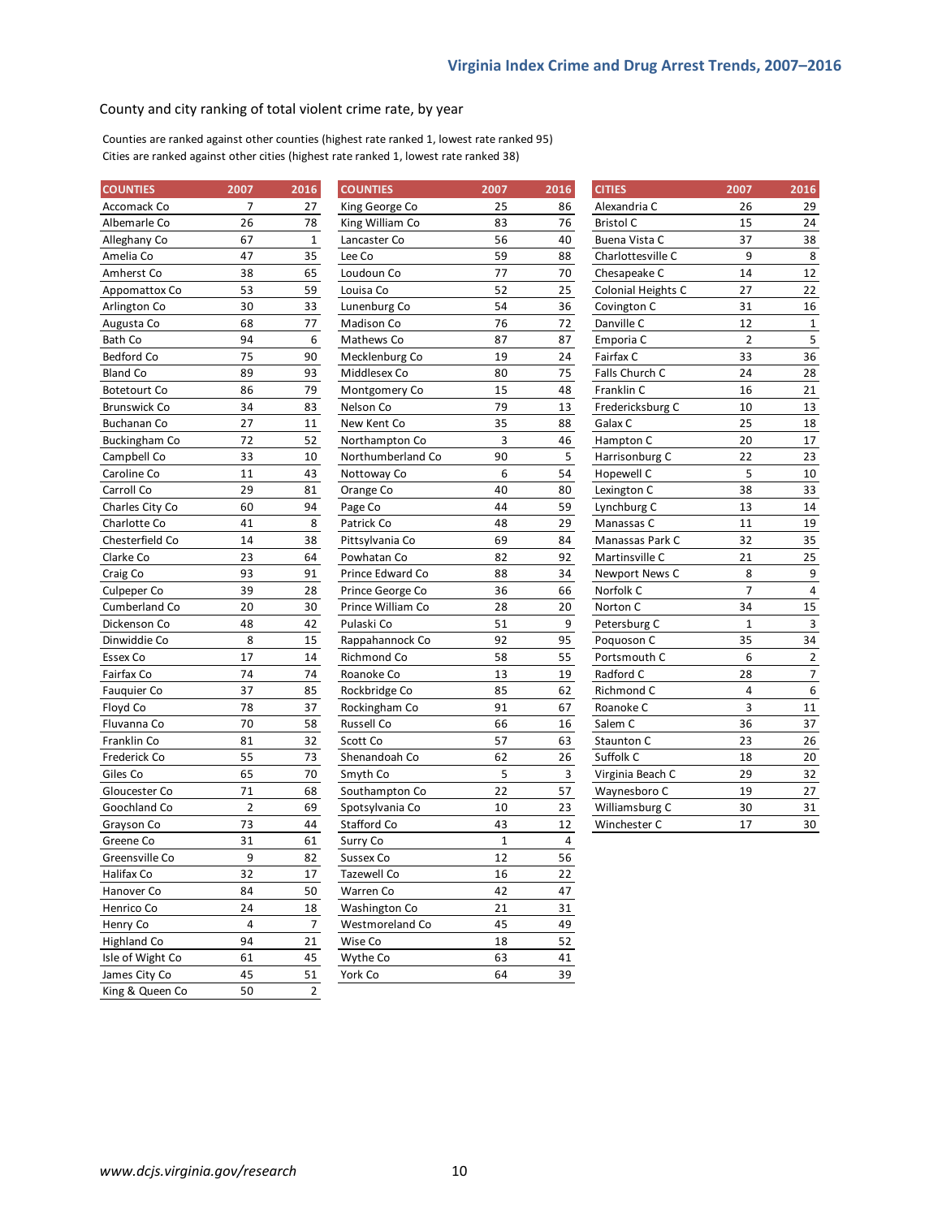County and city ranking of total violent crime rate, by year

Counties are ranked against other counties (highest rate ranked 1, lowest rate ranked 95)
Cities are ranked against other cities (highest rate ranked 1, lowest rate ranked 38)

| COUNTIES | 2007 | 2016 |
|---|---|---|
| Accomack Co | 7 | 27 |
| Albemarle Co | 26 | 78 |
| Alleghany Co | 67 | 1 |
| Amelia Co | 47 | 35 |
| Amherst Co | 38 | 65 |
| Appomattox Co | 53 | 59 |
| Arlington Co | 30 | 33 |
| Augusta Co | 68 | 77 |
| Bath Co | 94 | 6 |
| Bedford Co | 75 | 90 |
| Bland Co | 89 | 93 |
| Botetourt Co | 86 | 79 |
| Brunswick Co | 34 | 83 |
| Buchanan Co | 27 | 11 |
| Buckingham Co | 72 | 52 |
| Campbell Co | 33 | 10 |
| Caroline Co | 11 | 43 |
| Carroll Co | 29 | 81 |
| Charles City Co | 60 | 94 |
| Charlotte Co | 41 | 8 |
| Chesterfield Co | 14 | 38 |
| Clarke Co | 23 | 64 |
| Craig Co | 93 | 91 |
| Culpeper Co | 39 | 28 |
| Cumberland Co | 20 | 30 |
| Dickenson Co | 48 | 42 |
| Dinwiddie Co | 8 | 15 |
| Essex Co | 17 | 14 |
| Fairfax Co | 74 | 74 |
| Fauquier Co | 37 | 85 |
| Floyd Co | 78 | 37 |
| Fluvanna Co | 70 | 58 |
| Franklin Co | 81 | 32 |
| Frederick Co | 55 | 73 |
| Giles Co | 65 | 70 |
| Gloucester Co | 71 | 68 |
| Goochland Co | 2 | 69 |
| Grayson Co | 73 | 44 |
| Greene Co | 31 | 61 |
| Greensville Co | 9 | 82 |
| Halifax Co | 32 | 17 |
| Hanover Co | 84 | 50 |
| Henrico Co | 24 | 18 |
| Henry Co | 4 | 7 |
| Highland Co | 94 | 21 |
| Isle of Wight Co | 61 | 45 |
| James City Co | 45 | 51 |
| King & Queen Co | 50 | 2 |
| King George Co | 25 | 86 |
| King William Co | 83 | 76 |
| Lancaster Co | 56 | 40 |
| Lee Co | 59 | 88 |
| Loudoun Co | 77 | 70 |
| Louisa Co | 52 | 25 |
| Lunenburg Co | 54 | 36 |
| Madison Co | 76 | 72 |
| Mathews Co | 87 | 87 |
| Mecklenburg Co | 19 | 24 |
| Middlesex Co | 80 | 75 |
| Montgomery Co | 15 | 48 |
| Nelson Co | 79 | 13 |
| New Kent Co | 35 | 88 |
| Northampton Co | 3 | 46 |
| Northumberland Co | 90 | 5 |
| Nottoway Co | 6 | 54 |
| Orange Co | 40 | 80 |
| Page Co | 44 | 59 |
| Patrick Co | 48 | 29 |
| Pittsylvania Co | 69 | 84 |
| Powhatan Co | 82 | 92 |
| Prince Edward Co | 88 | 34 |
| Prince George Co | 36 | 66 |
| Prince William Co | 28 | 20 |
| Pulaski Co | 51 | 9 |
| Rappahannock Co | 92 | 95 |
| Richmond Co | 58 | 55 |
| Roanoke Co | 13 | 19 |
| Rockbridge Co | 85 | 62 |
| Rockingham Co | 91 | 67 |
| Russell Co | 66 | 16 |
| Scott Co | 57 | 63 |
| Shenandoah Co | 62 | 26 |
| Smyth Co | 5 | 3 |
| Southampton Co | 22 | 57 |
| Spotsylvania Co | 10 | 23 |
| Stafford Co | 43 | 12 |
| Surry Co | 1 | 4 |
| Sussex Co | 12 | 56 |
| Tazewell Co | 16 | 22 |
| Warren Co | 42 | 47 |
| Washington Co | 21 | 31 |
| Westmoreland Co | 45 | 49 |
| Wise Co | 18 | 52 |
| Wythe Co | 63 | 41 |
| York Co | 64 | 39 |

| CITIES | 2007 | 2016 |
|---|---|---|
| Alexandria C | 26 | 29 |
| Bristol C | 15 | 24 |
| Buena Vista C | 37 | 38 |
| Charlottesville C | 9 | 8 |
| Chesapeake C | 14 | 12 |
| Colonial Heights C | 27 | 22 |
| Covington C | 31 | 16 |
| Danville C | 12 | 1 |
| Emporia C | 2 | 5 |
| Fairfax C | 33 | 36 |
| Falls Church C | 24 | 28 |
| Franklin C | 16 | 21 |
| Fredericksburg C | 10 | 13 |
| Galax C | 25 | 18 |
| Hampton C | 20 | 17 |
| Harrisonburg C | 22 | 23 |
| Hopewell C | 5 | 10 |
| Lexington C | 38 | 33 |
| Lynchburg C | 13 | 14 |
| Manassas C | 11 | 19 |
| Manassas Park C | 32 | 35 |
| Martinsville C | 21 | 25 |
| Newport News C | 8 | 9 |
| Norfolk C | 7 | 4 |
| Norton C | 34 | 15 |
| Petersburg C | 1 | 3 |
| Poquoson C | 35 | 34 |
| Portsmouth C | 6 | 2 |
| Radford C | 28 | 7 |
| Richmond C | 4 | 6 |
| Roanoke C | 3 | 11 |
| Salem C | 36 | 37 |
| Staunton C | 23 | 26 |
| Suffolk C | 18 | 20 |
| Virginia Beach C | 29 | 32 |
| Waynesboro C | 19 | 27 |
| Williamsburg C | 30 | 31 |
| Winchester C | 17 | 30 |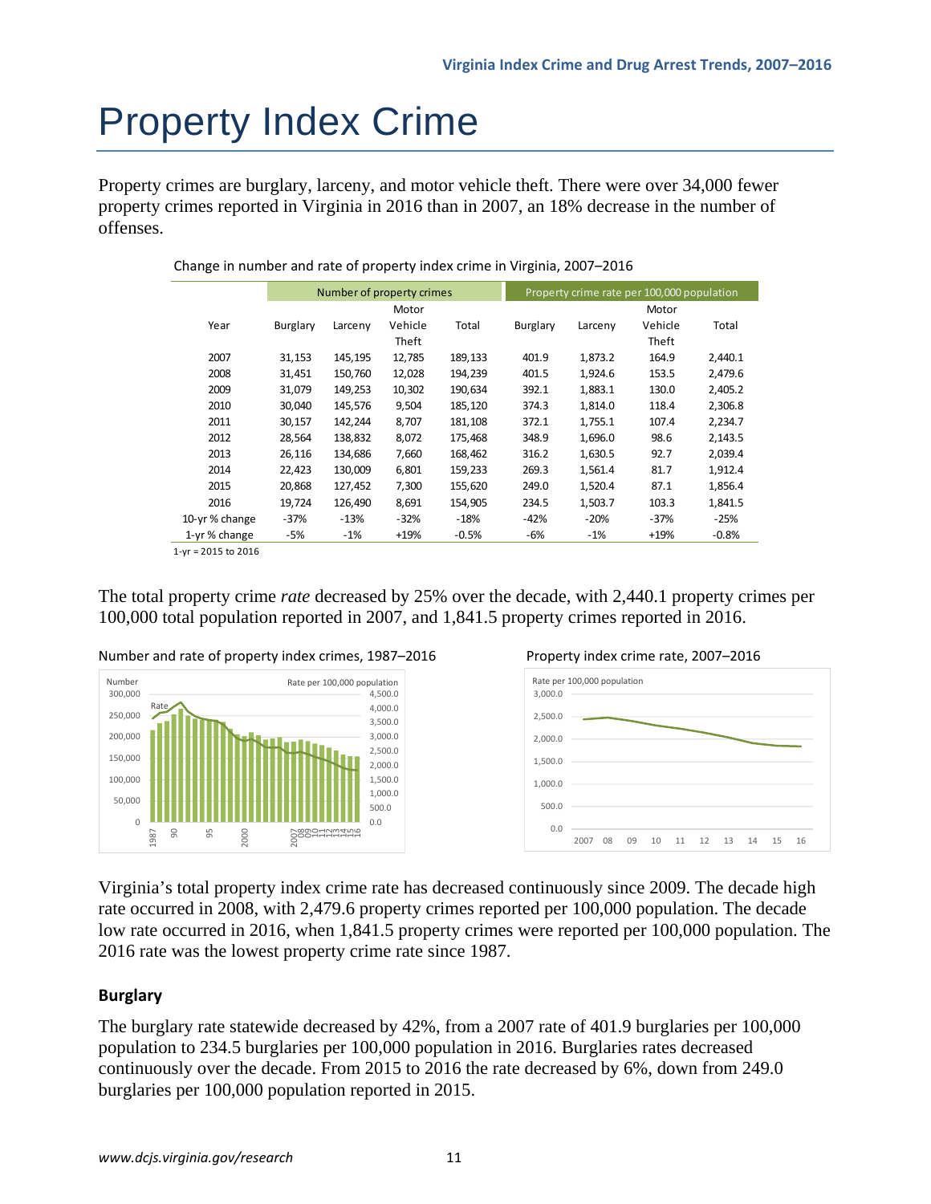# Property Index Crime

Property crimes are burglary, larceny, and motor vehicle theft. There were over 34,000 fewer property crimes reported in Virginia in 2016 than in 2007, an 18% decrease in the number of offenses.

Change in number and rate of property index crime in Virginia, 2007–2016

| | Number of property crimes | | | | Property crime rate per 100,000 population | | | |
|---|---|---|---|---|---|---|---|---|
| Year | Burglary | Larceny | Motor Vehicle Theft | Total | Burglary | Larceny | Motor Vehicle Theft | Total |
| 2007 | 31,153 | 145,195 | 12,785 | 189,133 | 401.9 | 1,873.2 | 164.9 | 2,440.1 |
| 2008 | 31,451 | 150,760 | 12,028 | 194,239 | 401.5 | 1,924.6 | 153.5 | 2,479.6 |
| 2009 | 31,079 | 149,253 | 10,302 | 190,634 | 392.1 | 1,883.1 | 130.0 | 2,405.2 |
| 2010 | 30,040 | 145,576 | 9,504 | 185,120 | 374.3 | 1,814.0 | 118.4 | 2,306.8 |
| 2011 | 30,157 | 142,244 | 8,707 | 181,108 | 372.1 | 1,755.1 | 107.4 | 2,234.7 |
| 2012 | 28,564 | 138,832 | 8,072 | 175,468 | 348.9 | 1,696.0 | 98.6 | 2,143.5 |
| 2013 | 26,116 | 134,686 | 7,660 | 168,462 | 316.2 | 1,630.5 | 92.7 | 2,039.4 |
| 2014 | 22,423 | 130,009 | 6,801 | 159,233 | 269.3 | 1,561.4 | 81.7 | 1,912.4 |
| 2015 | 20,868 | 127,452 | 7,300 | 155,620 | 249.0 | 1,520.4 | 87.1 | 1,856.4 |
| 2016 | 19,724 | 126,490 | 8,691 | 154,905 | 234.5 | 1,503.7 | 103.3 | 1,841.5 |
| 10-yr % change | -37% | -13% | -32% | -18% | -42% | -20% | -37% | -25% |
| 1-yr % change | -5% | -1% | +19% | -0.5% | -6% | -1% | +19% | -0.8% |

1-yr = 2015 to 2016

The total property crime *rate* decreased by 25% over the decade, with 2,440.1 property crimes per 100,000 total population reported in 2007, and 1,841.5 property crimes reported in 2016.

Number and rate of property index crimes, 1987–2016

Property index crime rate, 2007–2016

Virginia's total property index crime rate has decreased continuously since 2009. The decade high rate occurred in 2008, with 2,479.6 property crimes reported per 100,000 population. The decade low rate occurred in 2016, when 1,841.5 property crimes were reported per 100,000 population. The 2016 rate was the lowest property crime rate since 1987.

### Burglary

The burglary rate statewide decreased by 42%, from a 2007 rate of 401.9 burglaries per 100,000 population to 234.5 burglaries per 100,000 population in 2016. Burglaries rates decreased continuously over the decade. From 2015 to 2016 the rate decreased by 6%, down from 249.0 burglaries per 100,000 population reported in 2015.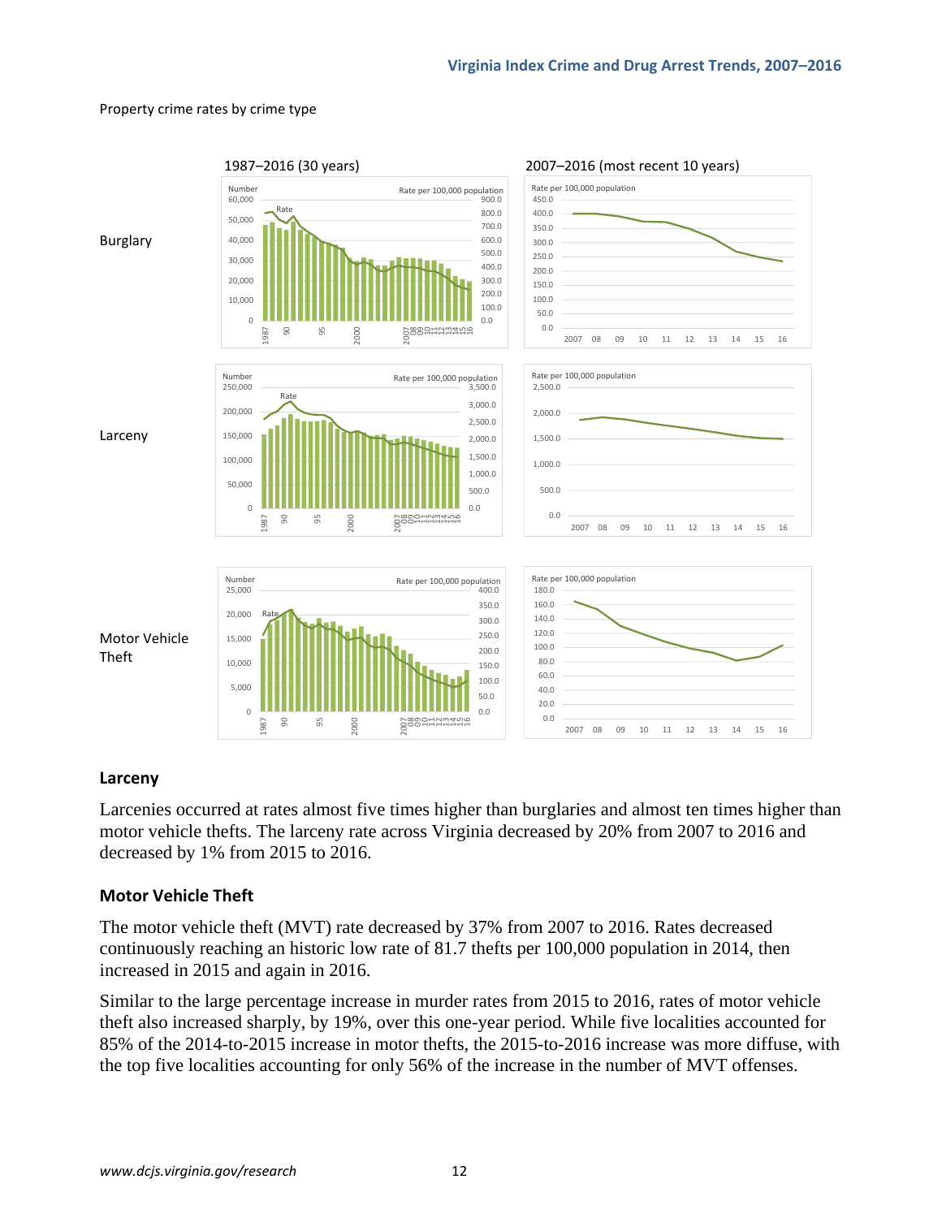Property crime rates by crime type

1987–2016 (30 years)

2007–2016 (most recent 10 years)

Burglary

Larceny

Motor Vehicle Theft

## Larceny

Larcenies occurred at rates almost five times higher than burglaries and almost ten times higher than motor vehicle thefts. The larceny rate across Virginia decreased by 20% from 2007 to 2016 and decreased by 1% from 2015 to 2016.

## Motor Vehicle Theft

The motor vehicle theft (MVT) rate decreased by 37% from 2007 to 2016. Rates decreased continuously reaching an historic low rate of 81.7 thefts per 100,000 population in 2014, then increased in 2015 and again in 2016.

Similar to the large percentage increase in murder rates from 2015 to 2016, rates of motor vehicle theft also increased sharply, by 19%, over this one-year period. While five localities accounted for 85% of the 2014-to-2015 increase in motor thefts, the 2015-to-2016 increase was more diffuse, with the top five localities accounting for only 56% of the increase in the number of MVT offenses.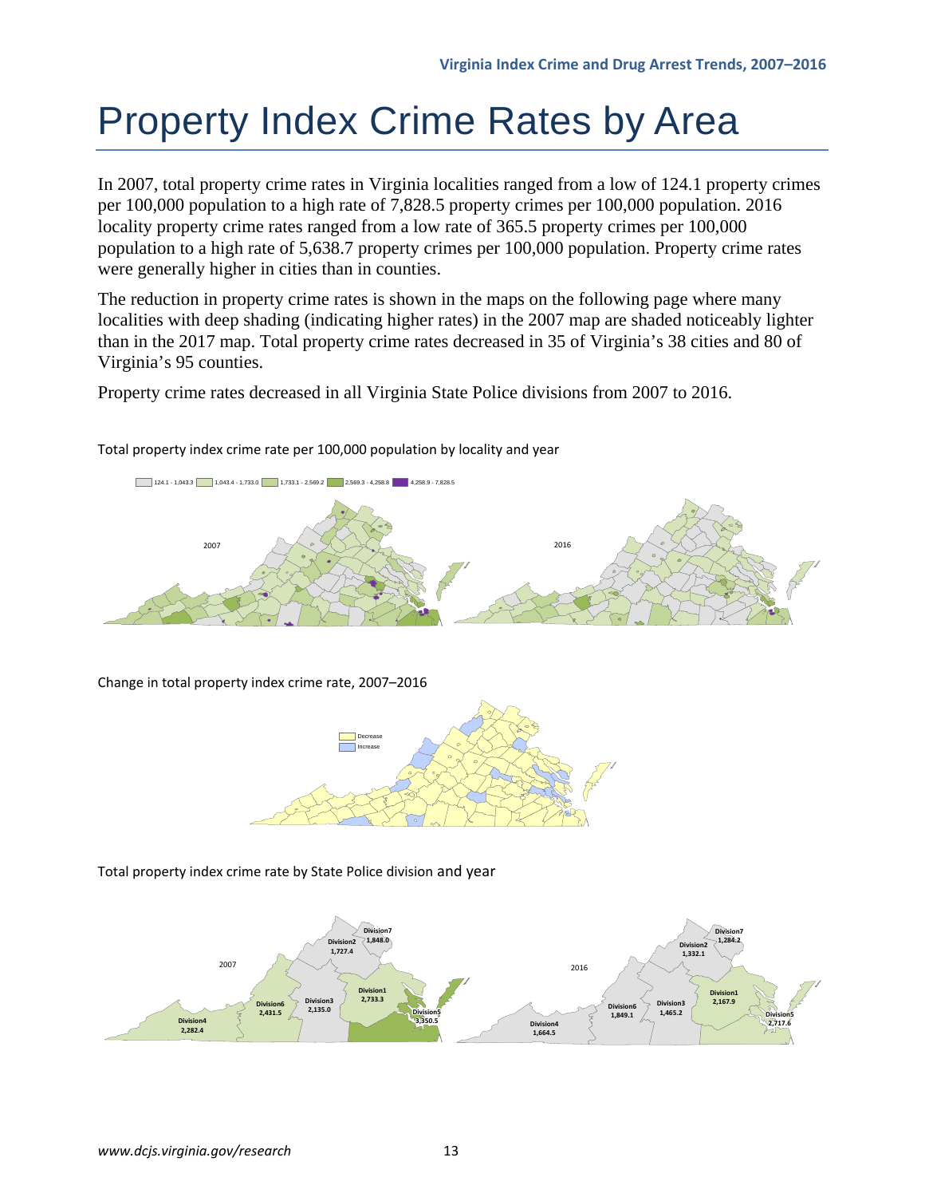# Property Index Crime Rates by Area

In 2007, total property crime rates in Virginia localities ranged from a low of 124.1 property crimes per 100,000 population to a high rate of 7,828.5 property crimes per 100,000 population. 2016 locality property crime rates ranged from a low rate of 365.5 property crimes per 100,000 population to a high rate of 5,638.7 property crimes per 100,000 population. Property crime rates were generally higher in cities than in counties.

The reduction in property crime rates is shown in the maps on the following page where many localities with deep shading (indicating higher rates) in the 2007 map are shaded noticeably lighter than in the 2017 map. Total property crime rates decreased in 35 of Virginia's 38 cities and 80 of Virginia's 95 counties.

Property crime rates decreased in all Virginia State Police divisions from 2007 to 2016.

Total property index crime rate per 100,000 population by locality and year

124.1 - 1,043.3 | 1,043.4 - 1,733.0 | 1,733.1 - 2,569.2 | 2,569.3 - 4,258.8 | 4,258.9 - 7,828.5

2007

2016

Change in total property index crime rate, 2007–2016

Decrease
Increase

Total property index crime rate by State Police division and year

2007

| Division | Rate |
|---|---|
| Division1 | 2,733.3 |
| Division2 | 1,727.4 |
| Division3 | 2,135.0 |
| Division4 | 2,282.4 |
| Division5 | 3,350.5 |
| Division6 | 2,431.5 |
| Division7 | 1,848.0 |

2016

| Division | Rate |
|---|---|
| Division1 | 2,167.9 |
| Division2 | 1,332.1 |
| Division3 | 1,465.2 |
| Division4 | 1,664.5 |
| Division5 | 2,717.6 |
| Division6 | 1,849.1 |
| Division7 | 1,284.2 |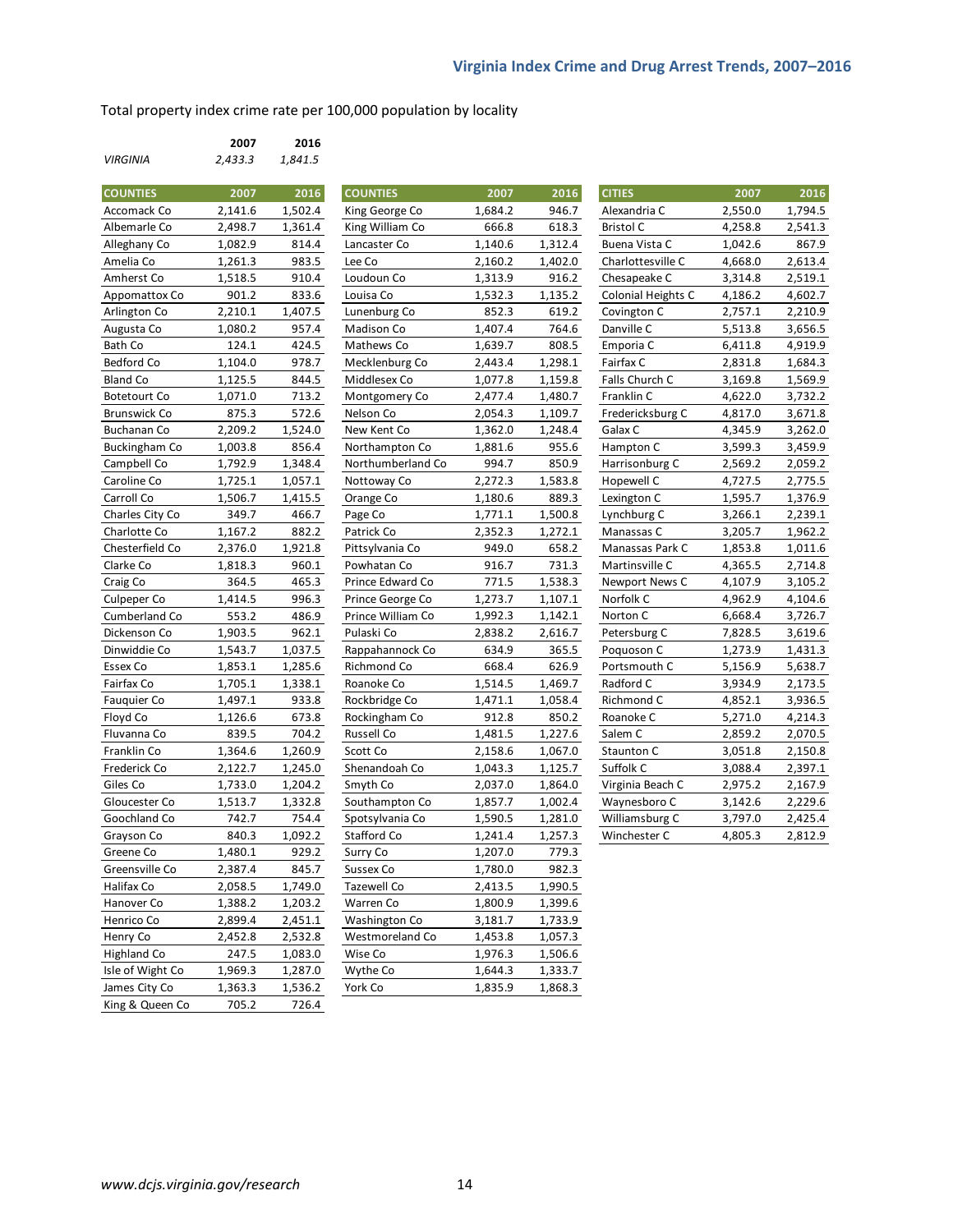Total property index crime rate per 100,000 population by locality

| | 2007 | 2016 |
|---|---|---|
| *VIRGINIA* | *2,433.3* | *1,841.5* |

| COUNTIES | 2007 | 2016 |
|---|---|---|
| Accomack Co | 2,141.6 | 1,502.4 |
| Albemarle Co | 2,498.7 | 1,361.4 |
| Alleghany Co | 1,082.9 | 814.4 |
| Amelia Co | 1,261.3 | 983.5 |
| Amherst Co | 1,518.5 | 910.4 |
| Appomattox Co | 901.2 | 833.6 |
| Arlington Co | 2,210.1 | 1,407.5 |
| Augusta Co | 1,080.2 | 957.4 |
| Bath Co | 124.1 | 424.5 |
| Bedford Co | 1,104.0 | 978.7 |
| Bland Co | 1,125.5 | 844.5 |
| Botetourt Co | 1,071.0 | 713.2 |
| Brunswick Co | 875.3 | 572.6 |
| Buchanan Co | 2,209.2 | 1,524.0 |
| Buckingham Co | 1,003.8 | 856.4 |
| Campbell Co | 1,792.9 | 1,348.4 |
| Caroline Co | 1,725.1 | 1,057.1 |
| Carroll Co | 1,506.7 | 1,415.5 |
| Charles City Co | 349.7 | 466.7 |
| Charlotte Co | 1,167.2 | 882.2 |
| Chesterfield Co | 2,376.0 | 1,921.8 |
| Clarke Co | 1,818.3 | 960.1 |
| Craig Co | 364.5 | 465.3 |
| Culpeper Co | 1,414.5 | 996.3 |
| Cumberland Co | 553.2 | 486.9 |
| Dickenson Co | 1,903.5 | 962.1 |
| Dinwiddie Co | 1,543.7 | 1,037.5 |
| Essex Co | 1,853.1 | 1,285.6 |
| Fairfax Co | 1,705.1 | 1,338.1 |
| Fauquier Co | 1,497.1 | 933.8 |
| Floyd Co | 1,126.6 | 673.8 |
| Fluvanna Co | 839.5 | 704.2 |
| Franklin Co | 1,364.6 | 1,260.9 |
| Frederick Co | 2,122.7 | 1,245.0 |
| Giles Co | 1,733.0 | 1,204.2 |
| Gloucester Co | 1,513.7 | 1,332.8 |
| Goochland Co | 742.7 | 754.4 |
| Grayson Co | 840.3 | 1,092.2 |
| Greene Co | 1,480.1 | 929.2 |
| Greensville Co | 2,387.4 | 845.7 |
| Halifax Co | 2,058.5 | 1,749.0 |
| Hanover Co | 1,388.2 | 1,203.2 |
| Henrico Co | 2,899.4 | 2,451.1 |
| Henry Co | 2,452.8 | 2,532.8 |
| Highland Co | 247.5 | 1,083.0 |
| Isle of Wight Co | 1,969.3 | 1,287.0 |
| James City Co | 1,363.3 | 1,536.2 |
| King & Queen Co | 705.2 | 726.4 |
| King George Co | 1,684.2 | 946.7 |
| King William Co | 666.8 | 618.3 |
| Lancaster Co | 1,140.6 | 1,312.4 |
| Lee Co | 2,160.2 | 1,402.0 |
| Loudoun Co | 1,313.9 | 916.2 |
| Louisa Co | 1,532.3 | 1,135.2 |
| Lunenburg Co | 852.3 | 619.2 |
| Madison Co | 1,407.4 | 764.6 |
| Mathews Co | 1,639.7 | 808.5 |
| Mecklenburg Co | 2,443.4 | 1,298.1 |
| Middlesex Co | 1,077.8 | 1,159.8 |
| Montgomery Co | 2,477.4 | 1,480.7 |
| Nelson Co | 2,054.3 | 1,109.7 |
| New Kent Co | 1,362.0 | 1,248.4 |
| Northampton Co | 1,881.6 | 955.6 |
| Northumberland Co | 994.7 | 850.9 |
| Nottoway Co | 2,272.3 | 1,583.8 |
| Orange Co | 1,180.6 | 889.3 |
| Page Co | 1,771.1 | 1,500.8 |
| Patrick Co | 2,352.3 | 1,272.1 |
| Pittsylvania Co | 949.0 | 658.2 |
| Powhatan Co | 916.7 | 731.3 |
| Prince Edward Co | 771.5 | 1,538.3 |
| Prince George Co | 1,273.7 | 1,107.1 |
| Prince William Co | 1,992.3 | 1,142.1 |
| Pulaski Co | 2,838.2 | 2,616.7 |
| Rappahannock Co | 634.9 | 365.5 |
| Richmond Co | 668.4 | 626.9 |
| Roanoke Co | 1,514.5 | 1,469.7 |
| Rockbridge Co | 1,471.1 | 1,058.4 |
| Rockingham Co | 912.8 | 850.2 |
| Russell Co | 1,481.5 | 1,227.6 |
| Scott Co | 2,158.6 | 1,067.0 |
| Shenandoah Co | 1,043.3 | 1,125.7 |
| Smyth Co | 2,037.0 | 1,864.0 |
| Southampton Co | 1,857.7 | 1,002.4 |
| Spotsylvania Co | 1,590.5 | 1,281.0 |
| Stafford Co | 1,241.4 | 1,257.3 |
| Surry Co | 1,207.0 | 779.3 |
| Sussex Co | 1,780.0 | 982.3 |
| Tazewell Co | 2,413.5 | 1,990.5 |
| Warren Co | 1,800.9 | 1,399.6 |
| Washington Co | 3,181.7 | 1,733.9 |
| Westmoreland Co | 1,453.8 | 1,057.3 |
| Wise Co | 1,976.3 | 1,506.6 |
| Wythe Co | 1,644.3 | 1,333.7 |
| York Co | 1,835.9 | 1,868.3 |

| CITIES | 2007 | 2016 |
|---|---|---|
| Alexandria C | 2,550.0 | 1,794.5 |
| Bristol C | 4,258.8 | 2,541.3 |
| Buena Vista C | 1,042.6 | 867.9 |
| Charlottesville C | 4,668.0 | 2,613.4 |
| Chesapeake C | 3,314.8 | 2,519.1 |
| Colonial Heights C | 4,186.2 | 4,602.7 |
| Covington C | 2,757.1 | 2,210.9 |
| Danville C | 5,513.8 | 3,656.5 |
| Emporia C | 6,411.8 | 4,919.9 |
| Fairfax C | 2,831.8 | 1,684.3 |
| Falls Church C | 3,169.8 | 1,569.9 |
| Franklin C | 4,622.0 | 3,732.2 |
| Fredericksburg C | 4,817.0 | 3,671.8 |
| Galax C | 4,345.9 | 3,262.0 |
| Hampton C | 3,599.3 | 3,459.9 |
| Harrisonburg C | 2,569.2 | 2,059.2 |
| Hopewell C | 4,727.5 | 2,775.5 |
| Lexington C | 1,595.7 | 1,376.9 |
| Lynchburg C | 3,266.1 | 2,239.1 |
| Manassas C | 3,205.7 | 1,962.2 |
| Manassas Park C | 1,853.8 | 1,011.6 |
| Martinsville C | 4,365.5 | 2,714.8 |
| Newport News C | 4,107.9 | 3,105.2 |
| Norfolk C | 4,962.9 | 4,104.6 |
| Norton C | 6,668.4 | 3,726.7 |
| Petersburg C | 7,828.5 | 3,619.6 |
| Poquoson C | 1,273.9 | 1,431.3 |
| Portsmouth C | 5,156.9 | 5,638.7 |
| Radford C | 3,934.9 | 2,173.5 |
| Richmond C | 4,852.1 | 3,936.5 |
| Roanoke C | 5,271.0 | 4,214.3 |
| Salem C | 2,859.2 | 2,070.5 |
| Staunton C | 3,051.8 | 2,150.8 |
| Suffolk C | 3,088.4 | 2,397.1 |
| Virginia Beach C | 2,975.2 | 2,167.9 |
| Waynesboro C | 3,142.6 | 2,229.6 |
| Williamsburg C | 3,797.0 | 2,425.4 |
| Winchester C | 4,805.3 | 2,812.9 |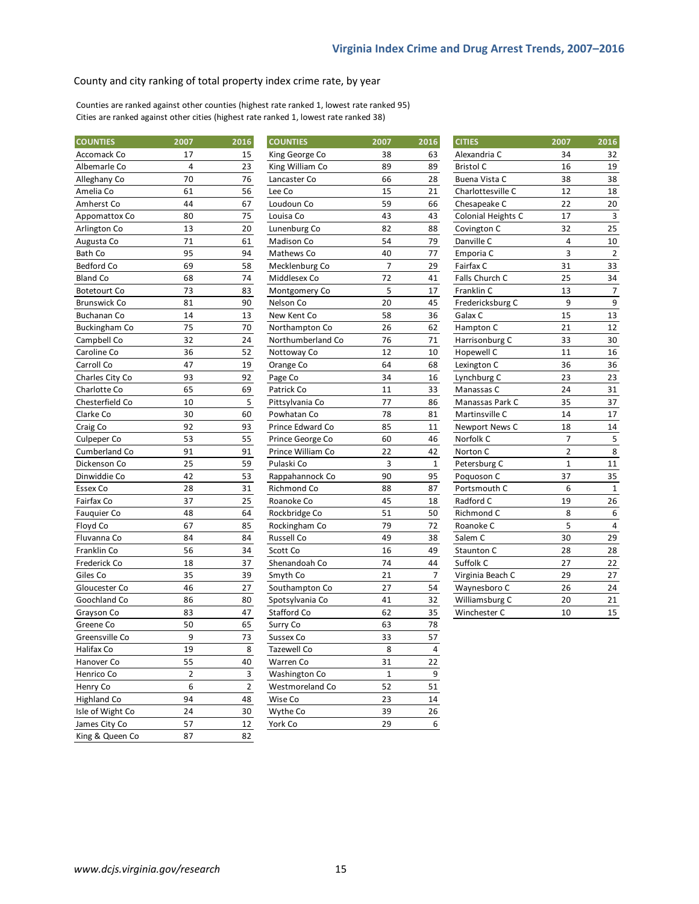County and city ranking of total property index crime rate, by year

Counties are ranked against other counties (highest rate ranked 1, lowest rate ranked 95)
Cities are ranked against other cities (highest rate ranked 1, lowest rate ranked 38)

| COUNTIES | 2007 | 2016 |
|---|---|---|
| Accomack Co | 17 | 15 |
| Albemarle Co | 4 | 23 |
| Alleghany Co | 70 | 76 |
| Amelia Co | 61 | 56 |
| Amherst Co | 44 | 67 |
| Appomattox Co | 80 | 75 |
| Arlington Co | 13 | 20 |
| Augusta Co | 71 | 61 |
| Bath Co | 95 | 94 |
| Bedford Co | 69 | 58 |
| Bland Co | 68 | 74 |
| Botetourt Co | 73 | 83 |
| Brunswick Co | 81 | 90 |
| Buchanan Co | 14 | 13 |
| Buckingham Co | 75 | 70 |
| Campbell Co | 32 | 24 |
| Caroline Co | 36 | 52 |
| Carroll Co | 47 | 19 |
| Charles City Co | 93 | 92 |
| Charlotte Co | 65 | 69 |
| Chesterfield Co | 10 | 5 |
| Clarke Co | 30 | 60 |
| Craig Co | 92 | 93 |
| Culpeper Co | 53 | 55 |
| Cumberland Co | 91 | 91 |
| Dickenson Co | 25 | 59 |
| Dinwiddie Co | 42 | 53 |
| Essex Co | 28 | 31 |
| Fairfax Co | 37 | 25 |
| Fauquier Co | 48 | 64 |
| Floyd Co | 67 | 85 |
| Fluvanna Co | 84 | 84 |
| Franklin Co | 56 | 34 |
| Frederick Co | 18 | 37 |
| Giles Co | 35 | 39 |
| Gloucester Co | 46 | 27 |
| Goochland Co | 86 | 80 |
| Grayson Co | 83 | 47 |
| Greene Co | 50 | 65 |
| Greensville Co | 9 | 73 |
| Halifax Co | 19 | 8 |
| Hanover Co | 55 | 40 |
| Henrico Co | 2 | 3 |
| Henry Co | 6 | 2 |
| Highland Co | 94 | 48 |
| Isle of Wight Co | 24 | 30 |
| James City Co | 57 | 12 |
| King & Queen Co | 87 | 82 |

| COUNTIES | 2007 | 2016 |
|---|---|---|
| King George Co | 38 | 63 |
| King William Co | 89 | 89 |
| Lancaster Co | 66 | 28 |
| Lee Co | 15 | 21 |
| Loudoun Co | 59 | 66 |
| Louisa Co | 43 | 43 |
| Lunenburg Co | 82 | 88 |
| Madison Co | 54 | 79 |
| Mathews Co | 40 | 77 |
| Mecklenburg Co | 7 | 29 |
| Middlesex Co | 72 | 41 |
| Montgomery Co | 5 | 17 |
| Nelson Co | 20 | 45 |
| New Kent Co | 58 | 36 |
| Northampton Co | 26 | 62 |
| Northumberland Co | 76 | 71 |
| Nottoway Co | 12 | 10 |
| Orange Co | 64 | 68 |
| Page Co | 34 | 16 |
| Patrick Co | 11 | 33 |
| Pittsylvania Co | 77 | 86 |
| Powhatan Co | 78 | 81 |
| Prince Edward Co | 85 | 11 |
| Prince George Co | 60 | 46 |
| Prince William Co | 22 | 42 |
| Pulaski Co | 3 | 1 |
| Rappahannock Co | 90 | 95 |
| Richmond Co | 88 | 87 |
| Roanoke Co | 45 | 18 |
| Rockbridge Co | 51 | 50 |
| Rockingham Co | 79 | 72 |
| Russell Co | 49 | 38 |
| Scott Co | 16 | 49 |
| Shenandoah Co | 74 | 44 |
| Smyth Co | 21 | 7 |
| Southampton Co | 27 | 54 |
| Spotsylvania Co | 41 | 32 |
| Stafford Co | 62 | 35 |
| Surry Co | 63 | 78 |
| Sussex Co | 33 | 57 |
| Tazewell Co | 8 | 4 |
| Warren Co | 31 | 22 |
| Washington Co | 1 | 9 |
| Westmoreland Co | 52 | 51 |
| Wise Co | 23 | 14 |
| Wythe Co | 39 | 26 |
| York Co | 29 | 6 |

| CITIES | 2007 | 2016 |
|---|---|---|
| Alexandria C | 34 | 32 |
| Bristol C | 16 | 19 |
| Buena Vista C | 38 | 38 |
| Charlottesville C | 12 | 18 |
| Chesapeake C | 22 | 20 |
| Colonial Heights C | 17 | 3 |
| Covington C | 32 | 25 |
| Danville C | 4 | 10 |
| Emporia C | 3 | 2 |
| Fairfax C | 31 | 33 |
| Falls Church C | 25 | 34 |
| Franklin C | 13 | 7 |
| Fredericksburg C | 9 | 9 |
| Galax C | 15 | 13 |
| Hampton C | 21 | 12 |
| Harrisonburg C | 33 | 30 |
| Hopewell C | 11 | 16 |
| Lexington C | 36 | 36 |
| Lynchburg C | 23 | 23 |
| Manassas C | 24 | 31 |
| Manassas Park C | 35 | 37 |
| Martinsville C | 14 | 17 |
| Newport News C | 18 | 14 |
| Norfolk C | 7 | 5 |
| Norton C | 2 | 8 |
| Petersburg C | 1 | 11 |
| Poquoson C | 37 | 35 |
| Portsmouth C | 6 | 1 |
| Radford C | 19 | 26 |
| Richmond C | 8 | 6 |
| Roanoke C | 5 | 4 |
| Salem C | 30 | 29 |
| Staunton C | 28 | 28 |
| Suffolk C | 27 | 22 |
| Virginia Beach C | 29 | 27 |
| Waynesboro C | 26 | 24 |
| Williamsburg C | 20 | 21 |
| Winchester C | 10 | 15 |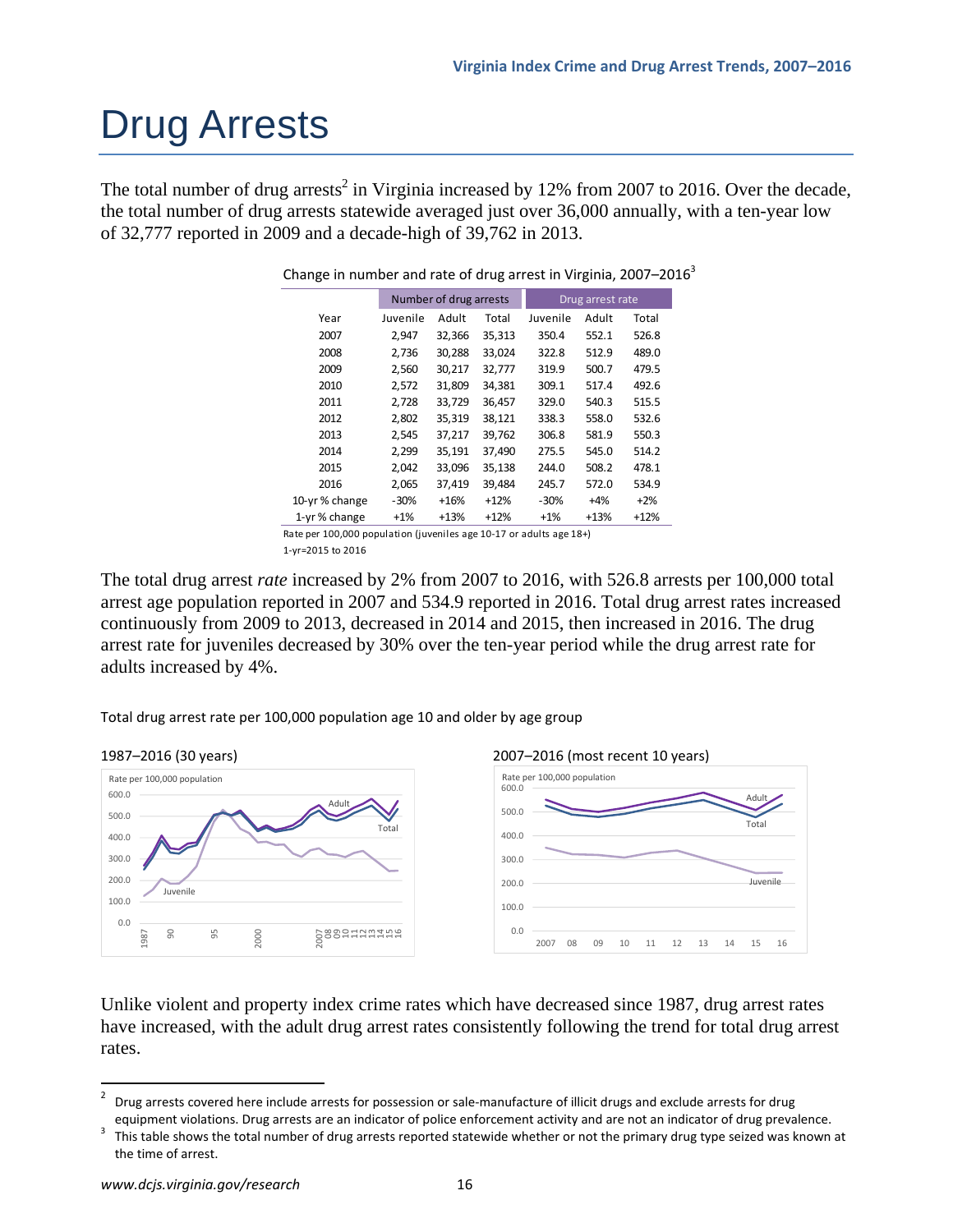# Drug Arrests

The total number of drug arrests[2] in Virginia increased by 12% from 2007 to 2016. Over the decade, the total number of drug arrests statewide averaged just over 36,000 annually, with a ten-year low of 32,777 reported in 2009 and a decade-high of 39,762 in 2013.

Change in number and rate of drug arrest in Virginia, 2007–2016[3]

| | Number of drug arrests | | | Drug arrest rate | | |
|---|---|---|---|---|---|---|
| Year | Juvenile | Adult | Total | Juvenile | Adult | Total |
| 2007 | 2,947 | 32,366 | 35,313 | 350.4 | 552.1 | 526.8 |
| 2008 | 2,736 | 30,288 | 33,024 | 322.8 | 512.9 | 489.0 |
| 2009 | 2,560 | 30,217 | 32,777 | 319.9 | 500.7 | 479.5 |
| 2010 | 2,572 | 31,809 | 34,381 | 309.1 | 517.4 | 492.6 |
| 2011 | 2,728 | 33,729 | 36,457 | 329.0 | 540.3 | 515.5 |
| 2012 | 2,802 | 35,319 | 38,121 | 338.3 | 558.0 | 532.6 |
| 2013 | 2,545 | 37,217 | 39,762 | 306.8 | 581.9 | 550.3 |
| 2014 | 2,299 | 35,191 | 37,490 | 275.5 | 545.0 | 514.2 |
| 2015 | 2,042 | 33,096 | 35,138 | 244.0 | 508.2 | 478.1 |
| 2016 | 2,065 | 37,419 | 39,484 | 245.7 | 572.0 | 534.9 |
| 10-yr % change | -30% | +16% | +12% | -30% | +4% | +2% |
| 1-yr % change | +1% | +13% | +12% | +1% | +13% | +12% |

Rate per 100,000 population (juveniles age 10-17 or adults age 18+)

1-yr=2015 to 2016

The total drug arrest *rate* increased by 2% from 2007 to 2016, with 526.8 arrests per 100,000 total arrest age population reported in 2007 and 534.9 reported in 2016. Total drug arrest rates increased continuously from 2009 to 2013, decreased in 2014 and 2015, then increased in 2016. The drug arrest rate for juveniles decreased by 30% over the ten-year period while the drug arrest rate for adults increased by 4%.

Total drug arrest rate per 100,000 population age 10 and older by age group

1987–2016 (30 years)

2007–2016 (most recent 10 years)

Unlike violent and property index crime rates which have decreased since 1987, drug arrest rates have increased, with the adult drug arrest rates consistently following the trend for total drug arrest rates.

[2] Drug arrests covered here include arrests for possession or sale-manufacture of illicit drugs and exclude arrests for drug equipment violations. Drug arrests are an indicator of police enforcement activity and are not an indicator of drug prevalence.

[3] This table shows the total number of drug arrests reported statewide whether or not the primary drug type seized was known at the time of arrest.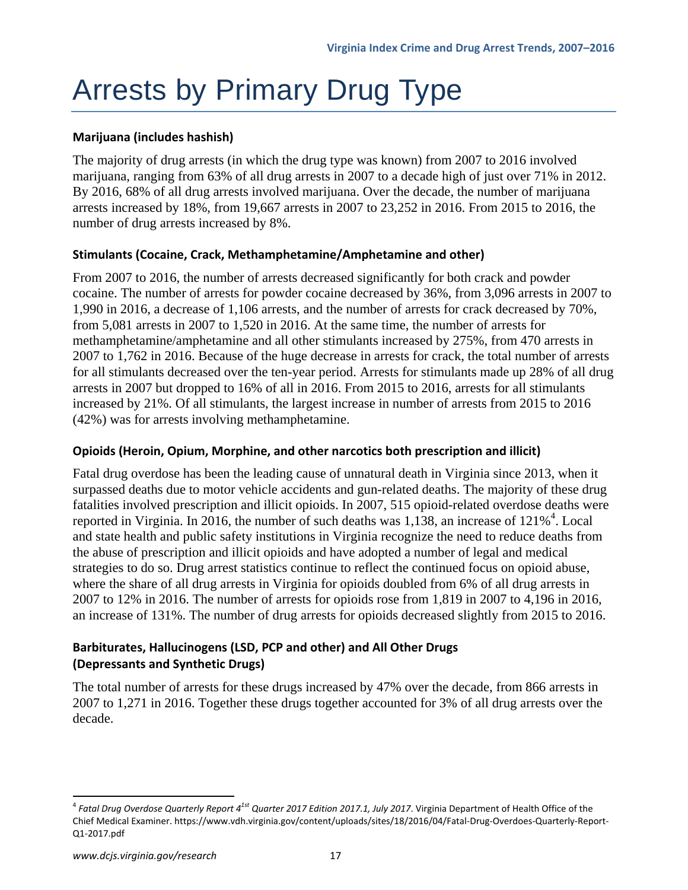# Arrests by Primary Drug Type

### Marijuana (includes hashish)

The majority of drug arrests (in which the drug type was known) from 2007 to 2016 involved marijuana, ranging from 63% of all drug arrests in 2007 to a decade high of just over 71% in 2012. By 2016, 68% of all drug arrests involved marijuana. Over the decade, the number of marijuana arrests increased by 18%, from 19,667 arrests in 2007 to 23,252 in 2016. From 2015 to 2016, the number of drug arrests increased by 8%.

### Stimulants (Cocaine, Crack, Methamphetamine/Amphetamine and other)

From 2007 to 2016, the number of arrests decreased significantly for both crack and powder cocaine. The number of arrests for powder cocaine decreased by 36%, from 3,096 arrests in 2007 to 1,990 in 2016, a decrease of 1,106 arrests, and the number of arrests for crack decreased by 70%, from 5,081 arrests in 2007 to 1,520 in 2016. At the same time, the number of arrests for methamphetamine/amphetamine and all other stimulants increased by 275%, from 470 arrests in 2007 to 1,762 in 2016. Because of the huge decrease in arrests for crack, the total number of arrests for all stimulants decreased over the ten-year period. Arrests for stimulants made up 28% of all drug arrests in 2007 but dropped to 16% of all in 2016. From 2015 to 2016, arrests for all stimulants increased by 21%. Of all stimulants, the largest increase in number of arrests from 2015 to 2016 (42%) was for arrests involving methamphetamine.

### Opioids (Heroin, Opium, Morphine, and other narcotics both prescription and illicit)

Fatal drug overdose has been the leading cause of unnatural death in Virginia since 2013, when it surpassed deaths due to motor vehicle accidents and gun-related deaths. The majority of these drug fatalities involved prescription and illicit opioids. In 2007, 515 opioid-related overdose deaths were reported in Virginia. In 2016, the number of such deaths was 1,138, an increase of 121%[4]. Local and state health and public safety institutions in Virginia recognize the need to reduce deaths from the abuse of prescription and illicit opioids and have adopted a number of legal and medical strategies to do so. Drug arrest statistics continue to reflect the continued focus on opioid abuse, where the share of all drug arrests in Virginia for opioids doubled from 6% of all drug arrests in 2007 to 12% in 2016. The number of arrests for opioids rose from 1,819 in 2007 to 4,196 in 2016, an increase of 131%. The number of drug arrests for opioids decreased slightly from 2015 to 2016.

### Barbiturates, Hallucinogens (LSD, PCP and other) and All Other Drugs (Depressants and Synthetic Drugs)

The total number of arrests for these drugs increased by 47% over the decade, from 866 arrests in 2007 to 1,271 in 2016. Together these drugs together accounted for 3% of all drug arrests over the decade.

---

[4] *Fatal Drug Overdose Quarterly Report 4[1st] Quarter 2017 Edition 2017.1, July 2017*. Virginia Department of Health Office of the Chief Medical Examiner. https://www.vdh.virginia.gov/content/uploads/sites/18/2016/04/Fatal-Drug-Overdoes-Quarterly-Report-Q1-2017.pdf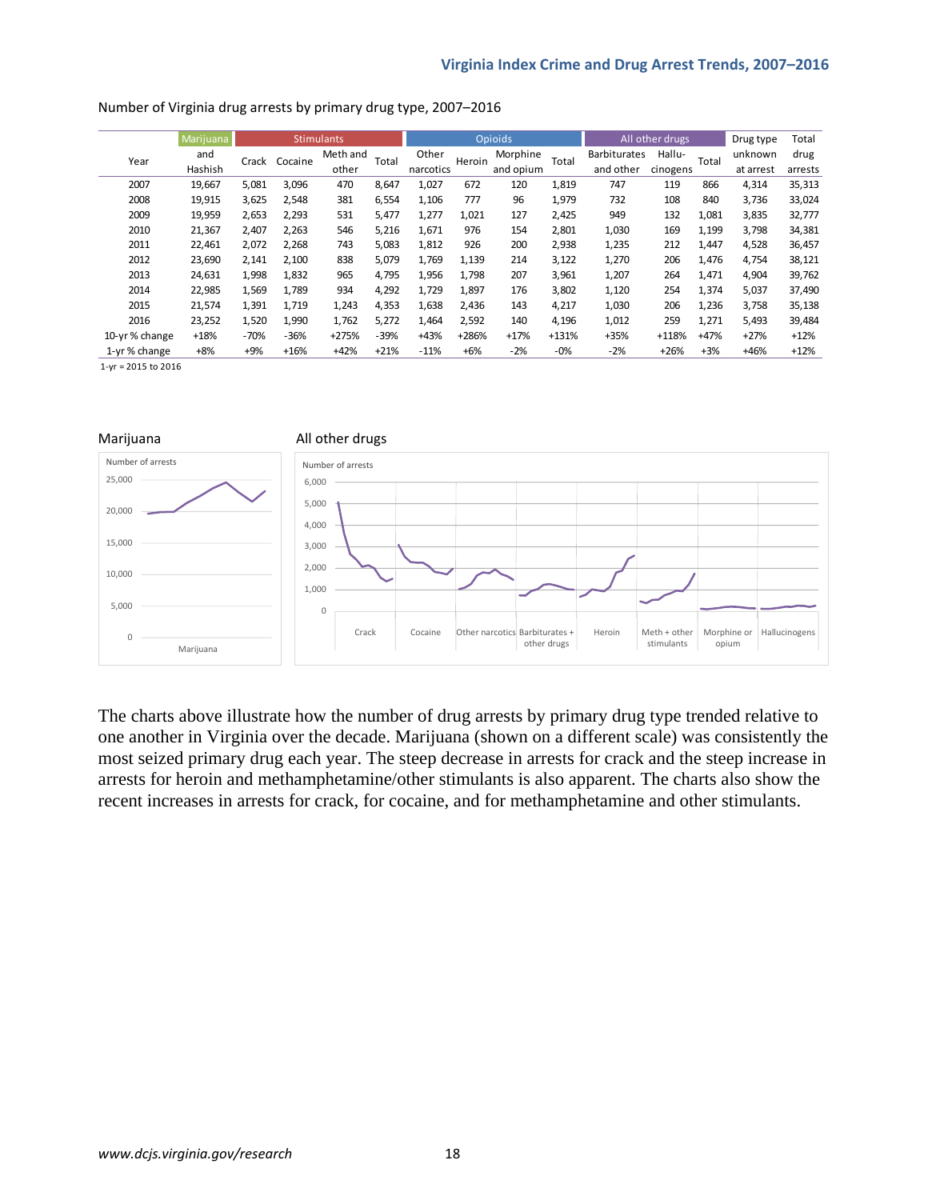Number of Virginia drug arrests by primary drug type, 2007–2016

| Year | Marijuana | Stimulants | | | | Opioids | | | | All other drugs | | | Drug type unknown at arrest | Total drug arrests |
|---|---|---|---|---|---|---|---|---|---|---|---|---|---|---|
| | and Hashish | Crack | Cocaine | Meth and other | Total | Other narcotics | Heroin | Morphine and opium | Total | Barbiturates and other | Hallu-cinogens | Total | | |
| 2007 | 19,667 | 5,081 | 3,096 | 470 | 8,647 | 1,027 | 672 | 120 | 1,819 | 747 | 119 | 866 | 4,314 | 35,313 |
| 2008 | 19,915 | 3,625 | 2,548 | 381 | 6,554 | 1,106 | 777 | 96 | 1,979 | 732 | 108 | 840 | 3,736 | 33,024 |
| 2009 | 19,959 | 2,653 | 2,293 | 531 | 5,477 | 1,277 | 1,021 | 127 | 2,425 | 949 | 132 | 1,081 | 3,835 | 32,777 |
| 2010 | 21,367 | 2,407 | 2,263 | 546 | 5,216 | 1,671 | 976 | 154 | 2,801 | 1,030 | 169 | 1,199 | 3,798 | 34,381 |
| 2011 | 22,461 | 2,072 | 2,268 | 743 | 5,083 | 1,812 | 926 | 200 | 2,938 | 1,235 | 212 | 1,447 | 4,528 | 36,457 |
| 2012 | 23,690 | 2,141 | 2,100 | 838 | 5,079 | 1,769 | 1,139 | 214 | 3,122 | 1,270 | 206 | 1,476 | 4,754 | 38,121 |
| 2013 | 24,631 | 1,998 | 1,832 | 965 | 4,795 | 1,956 | 1,798 | 207 | 3,961 | 1,207 | 264 | 1,471 | 4,904 | 39,762 |
| 2014 | 22,985 | 1,569 | 1,789 | 934 | 4,292 | 1,729 | 1,897 | 176 | 3,802 | 1,120 | 254 | 1,374 | 5,037 | 37,490 |
| 2015 | 21,574 | 1,391 | 1,719 | 1,243 | 4,353 | 1,638 | 2,436 | 143 | 4,217 | 1,030 | 206 | 1,236 | 3,758 | 35,138 |
| 2016 | 23,252 | 1,520 | 1,990 | 1,762 | 5,272 | 1,464 | 2,592 | 140 | 4,196 | 1,012 | 259 | 1,271 | 5,493 | 39,484 |
| 10-yr % change | +18% | -70% | -36% | +275% | -39% | +43% | +286% | +17% | +131% | +35% | +118% | +47% | +27% | +12% |
| 1-yr % change | +8% | +9% | +16% | +42% | +21% | -11% | +6% | -2% | -0% | -2% | +26% | +3% | +46% | +12% |

1-yr = 2015 to 2016

Marijuana

All other drugs

The charts above illustrate how the number of drug arrests by primary drug type trended relative to one another in Virginia over the decade. Marijuana (shown on a different scale) was consistently the most seized primary drug each year. The steep decrease in arrests for crack and the steep increase in arrests for heroin and methamphetamine/other stimulants is also apparent. The charts also show the recent increases in arrests for crack, for cocaine, and for methamphetamine and other stimulants.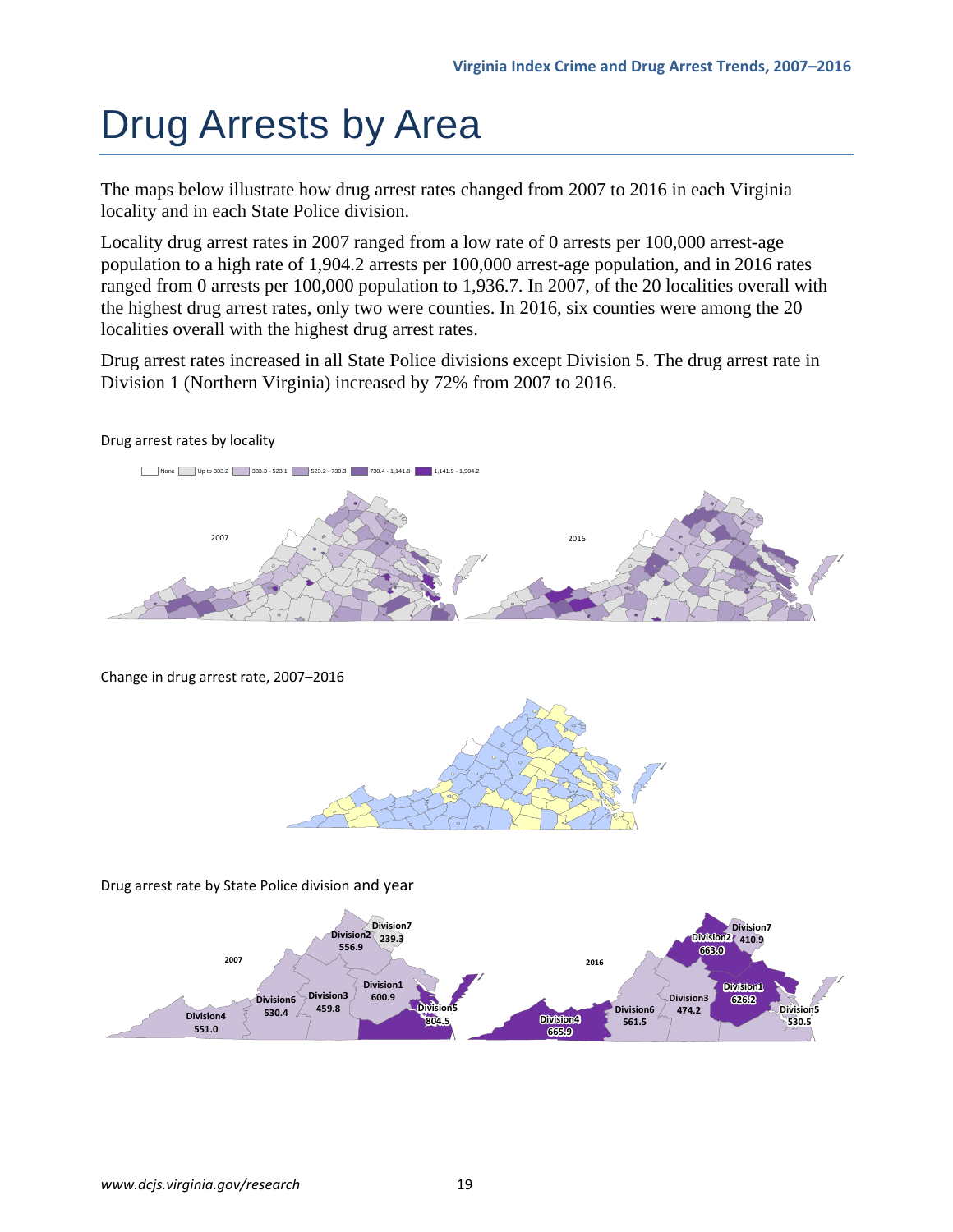# Drug Arrests by Area

The maps below illustrate how drug arrest rates changed from 2007 to 2016 in each Virginia locality and in each State Police division.

Locality drug arrest rates in 2007 ranged from a low rate of 0 arrests per 100,000 arrest-age population to a high rate of 1,904.2 arrests per 100,000 arrest-age population, and in 2016 rates ranged from 0 arrests per 100,000 population to 1,936.7. In 2007, of the 20 localities overall with the highest drug arrest rates, only two were counties. In 2016, six counties were among the 20 localities overall with the highest drug arrest rates.

Drug arrest rates increased in all State Police divisions except Division 5. The drug arrest rate in Division 1 (Northern Virginia) increased by 72% from 2007 to 2016.

Drug arrest rates by locality

None | Up to 333.2 | 333.3 - 523.1 | 523.2 - 730.3 | 730.4 - 1,141.8 | 1,141.9 - 1,904.2

2007

2016

Change in drug arrest rate, 2007–2016

Drug arrest rate by State Police division and year

| Division | 2007 | 2016 |
|---|---|---|
| Division1 | 600.9 | 626.2 |
| Division2 | 556.9 | 663.0 |
| Division3 | 459.8 | 474.2 |
| Division4 | 551.0 | 665.9 |
| Division5 | 804.5 | 530.5 |
| Division6 | 530.4 | 561.5 |
| Division7 | 239.3 | 410.9 |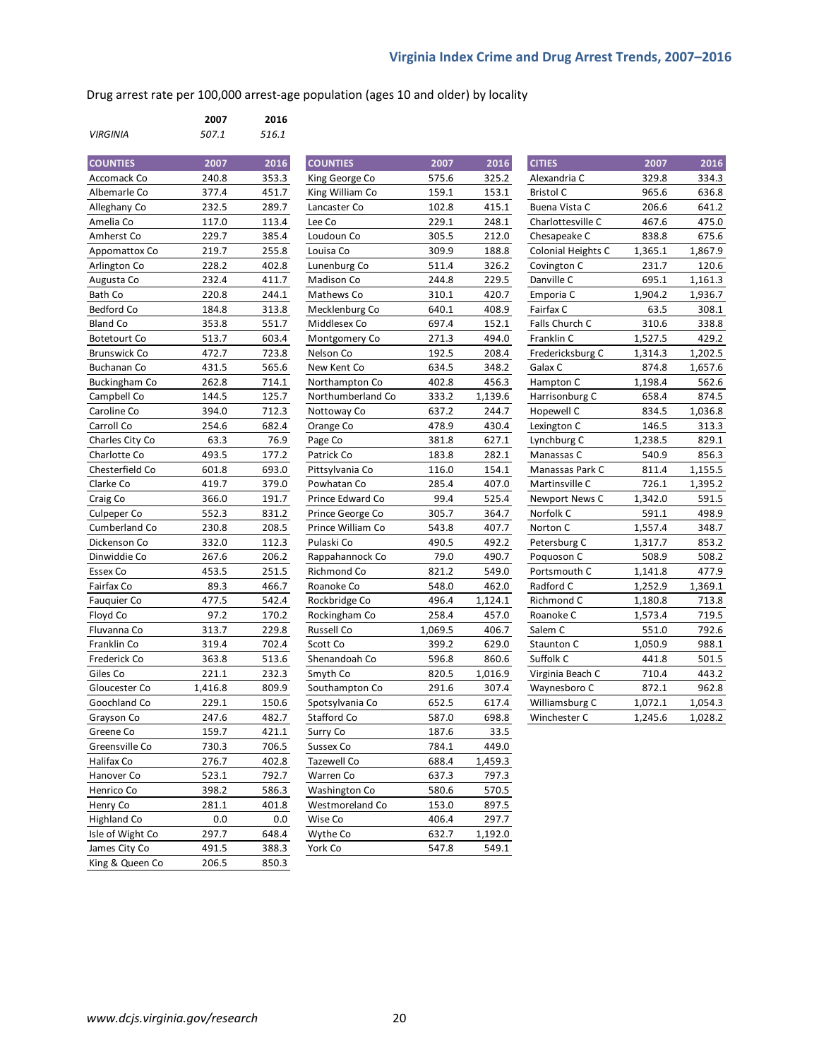Drug arrest rate per 100,000 arrest-age population (ages 10 and older) by locality

| | 2007 | 2016 |
|---|---|---|
| *VIRGINIA* | *507.1* | *516.1* |

| COUNTIES | 2007 | 2016 |
|---|---|---|
| Accomack Co | 240.8 | 353.3 |
| Albemarle Co | 377.4 | 451.7 |
| Alleghany Co | 232.5 | 289.7 |
| Amelia Co | 117.0 | 113.4 |
| Amherst Co | 229.7 | 385.4 |
| Appomattox Co | 219.7 | 255.8 |
| Arlington Co | 228.2 | 402.8 |
| Augusta Co | 232.4 | 411.7 |
| Bath Co | 220.8 | 244.1 |
| Bedford Co | 184.8 | 313.8 |
| Bland Co | 353.8 | 551.7 |
| Botetourt Co | 513.7 | 603.4 |
| Brunswick Co | 472.7 | 723.8 |
| Buchanan Co | 431.5 | 565.6 |
| Buckingham Co | 262.8 | 714.1 |
| Campbell Co | 144.5 | 125.7 |
| Caroline Co | 394.0 | 712.3 |
| Carroll Co | 254.6 | 682.4 |
| Charles City Co | 63.3 | 76.9 |
| Charlotte Co | 493.5 | 177.2 |
| Chesterfield Co | 601.8 | 693.0 |
| Clarke Co | 419.7 | 379.0 |
| Craig Co | 366.0 | 191.7 |
| Culpeper Co | 552.3 | 831.2 |
| Cumberland Co | 230.8 | 208.5 |
| Dickenson Co | 332.0 | 112.3 |
| Dinwiddie Co | 267.6 | 206.2 |
| Essex Co | 453.5 | 251.5 |
| Fairfax Co | 89.3 | 466.7 |
| Fauquier Co | 477.5 | 542.4 |
| Floyd Co | 97.2 | 170.2 |
| Fluvanna Co | 313.7 | 229.8 |
| Franklin Co | 319.4 | 702.4 |
| Frederick Co | 363.8 | 513.6 |
| Giles Co | 221.1 | 232.3 |
| Gloucester Co | 1,416.8 | 809.9 |
| Goochland Co | 229.1 | 150.6 |
| Grayson Co | 247.6 | 482.7 |
| Greene Co | 159.7 | 421.1 |
| Greensville Co | 730.3 | 706.5 |
| Halifax Co | 276.7 | 402.8 |
| Hanover Co | 523.1 | 792.7 |
| Henrico Co | 398.2 | 586.3 |
| Henry Co | 281.1 | 401.8 |
| Highland Co | 0.0 | 0.0 |
| Isle of Wight Co | 297.7 | 648.4 |
| James City Co | 491.5 | 388.3 |
| King & Queen Co | 206.5 | 850.3 |
| King George Co | 575.6 | 325.2 |
| King William Co | 159.1 | 153.1 |
| Lancaster Co | 102.8 | 415.1 |
| Lee Co | 229.1 | 248.1 |
| Loudoun Co | 305.5 | 212.0 |
| Louisa Co | 309.9 | 188.8 |
| Lunenburg Co | 511.4 | 326.2 |
| Madison Co | 244.8 | 229.5 |
| Mathews Co | 310.1 | 420.7 |
| Mecklenburg Co | 640.1 | 408.9 |
| Middlesex Co | 697.4 | 152.1 |
| Montgomery Co | 271.3 | 494.0 |
| Nelson Co | 192.5 | 208.4 |
| New Kent Co | 634.5 | 348.2 |
| Northampton Co | 402.8 | 456.3 |
| Northumberland Co | 333.2 | 1,139.6 |
| Nottoway Co | 637.2 | 244.7 |
| Orange Co | 478.9 | 430.4 |
| Page Co | 381.8 | 627.1 |
| Patrick Co | 183.8 | 282.1 |
| Pittsylvania Co | 116.0 | 154.1 |
| Powhatan Co | 285.4 | 407.0 |
| Prince Edward Co | 99.4 | 525.4 |
| Prince George Co | 305.7 | 364.7 |
| Prince William Co | 543.8 | 407.7 |
| Pulaski Co | 490.5 | 492.2 |
| Rappahannock Co | 79.0 | 490.7 |
| Richmond Co | 821.2 | 549.0 |
| Roanoke Co | 548.0 | 462.0 |
| Rockbridge Co | 496.4 | 1,124.1 |
| Rockingham Co | 258.4 | 457.0 |
| Russell Co | 1,069.5 | 406.7 |
| Scott Co | 399.2 | 629.0 |
| Shenandoah Co | 596.8 | 860.6 |
| Smyth Co | 820.5 | 1,016.9 |
| Southampton Co | 291.6 | 307.4 |
| Spotsylvania Co | 652.5 | 617.4 |
| Stafford Co | 587.0 | 698.8 |
| Surry Co | 187.6 | 33.5 |
| Sussex Co | 784.1 | 449.0 |
| Tazewell Co | 688.4 | 1,459.3 |
| Warren Co | 637.3 | 797.3 |
| Washington Co | 580.6 | 570.5 |
| Westmoreland Co | 153.0 | 897.5 |
| Wise Co | 406.4 | 297.7 |
| Wythe Co | 632.7 | 1,192.0 |
| York Co | 547.8 | 549.1 |

| CITIES | 2007 | 2016 |
|---|---|---|
| Alexandria C | 329.8 | 334.3 |
| Bristol C | 965.6 | 636.8 |
| Buena Vista C | 206.6 | 641.2 |
| Charlottesville C | 467.6 | 475.0 |
| Chesapeake C | 838.8 | 675.6 |
| Colonial Heights C | 1,365.1 | 1,867.9 |
| Covington C | 231.7 | 120.6 |
| Danville C | 695.1 | 1,161.3 |
| Emporia C | 1,904.2 | 1,936.7 |
| Fairfax C | 63.5 | 308.1 |
| Falls Church C | 310.6 | 338.8 |
| Franklin C | 1,527.5 | 429.2 |
| Fredericksburg C | 1,314.3 | 1,202.5 |
| Galax C | 874.8 | 1,657.6 |
| Hampton C | 1,198.4 | 562.6 |
| Harrisonburg C | 658.4 | 874.5 |
| Hopewell C | 834.5 | 1,036.8 |
| Lexington C | 146.5 | 313.3 |
| Lynchburg C | 1,238.5 | 829.1 |
| Manassas C | 540.9 | 856.3 |
| Manassas Park C | 811.4 | 1,155.5 |
| Martinsville C | 726.1 | 1,395.2 |
| Newport News C | 1,342.0 | 591.5 |
| Norfolk C | 591.1 | 498.9 |
| Norton C | 1,557.4 | 348.7 |
| Petersburg C | 1,317.7 | 853.2 |
| Poquoson C | 508.9 | 508.2 |
| Portsmouth C | 1,141.8 | 477.9 |
| Radford C | 1,252.9 | 1,369.1 |
| Richmond C | 1,180.8 | 713.8 |
| Roanoke C | 1,573.4 | 719.5 |
| Salem C | 551.0 | 792.6 |
| Staunton C | 1,050.9 | 988.1 |
| Suffolk C | 441.8 | 501.5 |
| Virginia Beach C | 710.4 | 443.2 |
| Waynesboro C | 872.1 | 962.8 |
| Williamsburg C | 1,072.1 | 1,054.3 |
| Winchester C | 1,245.6 | 1,028.2 |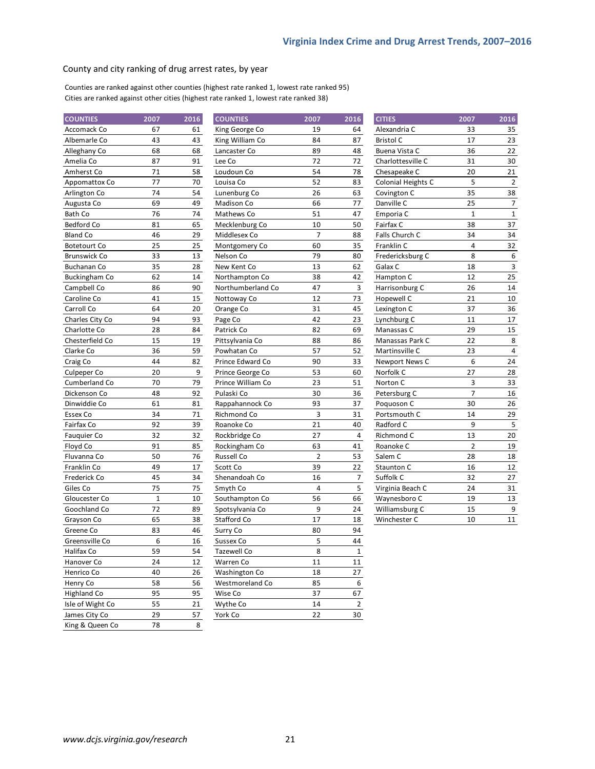## County and city ranking of drug arrest rates, by year

Counties are ranked against other counties (highest rate ranked 1, lowest rate ranked 95)
Cities are ranked against other cities (highest rate ranked 1, lowest rate ranked 38)

| COUNTIES | 2007 | 2016 |
|---|---|---|
| Accomack Co | 67 | 61 |
| Albemarle Co | 43 | 43 |
| Alleghany Co | 68 | 68 |
| Amelia Co | 87 | 91 |
| Amherst Co | 71 | 58 |
| Appomattox Co | 77 | 70 |
| Arlington Co | 74 | 54 |
| Augusta Co | 69 | 49 |
| Bath Co | 76 | 74 |
| Bedford Co | 81 | 65 |
| Bland Co | 46 | 29 |
| Botetourt Co | 25 | 25 |
| Brunswick Co | 33 | 13 |
| Buchanan Co | 35 | 28 |
| Buckingham Co | 62 | 14 |
| Campbell Co | 86 | 90 |
| Caroline Co | 41 | 15 |
| Carroll Co | 64 | 20 |
| Charles City Co | 94 | 93 |
| Charlotte Co | 28 | 84 |
| Chesterfield Co | 15 | 19 |
| Clarke Co | 36 | 59 |
| Craig Co | 44 | 82 |
| Culpeper Co | 20 | 9 |
| Cumberland Co | 70 | 79 |
| Dickenson Co | 48 | 92 |
| Dinwiddie Co | 61 | 81 |
| Essex Co | 34 | 71 |
| Fairfax Co | 92 | 39 |
| Fauquier Co | 32 | 32 |
| Floyd Co | 91 | 85 |
| Fluvanna Co | 50 | 76 |
| Franklin Co | 49 | 17 |
| Frederick Co | 45 | 34 |
| Giles Co | 75 | 75 |
| Gloucester Co | 1 | 10 |
| Goochland Co | 72 | 89 |
| Grayson Co | 65 | 38 |
| Greene Co | 83 | 46 |
| Greensville Co | 6 | 16 |
| Halifax Co | 59 | 54 |
| Hanover Co | 24 | 12 |
| Henrico Co | 40 | 26 |
| Henry Co | 58 | 56 |
| Highland Co | 95 | 95 |
| Isle of Wight Co | 55 | 21 |
| James City Co | 29 | 57 |
| King & Queen Co | 78 | 8 |

| COUNTIES | 2007 | 2016 |
|---|---|---|
| King George Co | 19 | 64 |
| King William Co | 84 | 87 |
| Lancaster Co | 89 | 48 |
| Lee Co | 72 | 72 |
| Loudoun Co | 54 | 78 |
| Louisa Co | 52 | 83 |
| Lunenburg Co | 26 | 63 |
| Madison Co | 66 | 77 |
| Mathews Co | 51 | 47 |
| Mecklenburg Co | 10 | 50 |
| Middlesex Co | 7 | 88 |
| Montgomery Co | 60 | 35 |
| Nelson Co | 79 | 80 |
| New Kent Co | 13 | 62 |
| Northampton Co | 38 | 42 |
| Northumberland Co | 47 | 3 |
| Nottoway Co | 12 | 73 |
| Orange Co | 31 | 45 |
| Page Co | 42 | 23 |
| Patrick Co | 82 | 69 |
| Pittsylvania Co | 88 | 86 |
| Powhatan Co | 57 | 52 |
| Prince Edward Co | 90 | 33 |
| Prince George Co | 53 | 60 |
| Prince William Co | 23 | 51 |
| Pulaski Co | 30 | 36 |
| Rappahannock Co | 93 | 37 |
| Richmond Co | 3 | 31 |
| Roanoke Co | 21 | 40 |
| Rockbridge Co | 27 | 4 |
| Rockingham Co | 63 | 41 |
| Russell Co | 2 | 53 |
| Scott Co | 39 | 22 |
| Shenandoah Co | 16 | 7 |
| Smyth Co | 4 | 5 |
| Southampton Co | 56 | 66 |
| Spotsylvania Co | 9 | 24 |
| Stafford Co | 17 | 18 |
| Surry Co | 80 | 94 |
| Sussex Co | 5 | 44 |
| Tazewell Co | 8 | 1 |
| Warren Co | 11 | 11 |
| Washington Co | 18 | 27 |
| Westmoreland Co | 85 | 6 |
| Wise Co | 37 | 67 |
| Wythe Co | 14 | 2 |
| York Co | 22 | 30 |

| CITIES | 2007 | 2016 |
|---|---|---|
| Alexandria C | 33 | 35 |
| Bristol C | 17 | 23 |
| Buena Vista C | 36 | 22 |
| Charlottesville C | 31 | 30 |
| Chesapeake C | 20 | 21 |
| Colonial Heights C | 5 | 2 |
| Covington C | 35 | 38 |
| Danville C | 25 | 7 |
| Emporia C | 1 | 1 |
| Fairfax C | 38 | 37 |
| Falls Church C | 34 | 34 |
| Franklin C | 4 | 32 |
| Fredericksburg C | 8 | 6 |
| Galax C | 18 | 3 |
| Hampton C | 12 | 25 |
| Harrisonburg C | 26 | 14 |
| Hopewell C | 21 | 10 |
| Lexington C | 37 | 36 |
| Lynchburg C | 11 | 17 |
| Manassas C | 29 | 15 |
| Manassas Park C | 22 | 8 |
| Martinsville C | 23 | 4 |
| Newport News C | 6 | 24 |
| Norfolk C | 27 | 28 |
| Norton C | 3 | 33 |
| Petersburg C | 7 | 16 |
| Poquoson C | 30 | 26 |
| Portsmouth C | 14 | 29 |
| Radford C | 9 | 5 |
| Richmond C | 13 | 20 |
| Roanoke C | 2 | 19 |
| Salem C | 28 | 18 |
| Staunton C | 16 | 12 |
| Suffolk C | 32 | 27 |
| Virginia Beach C | 24 | 31 |
| Waynesboro C | 19 | 13 |
| Williamsburg C | 15 | 9 |
| Winchester C | 10 | 11 |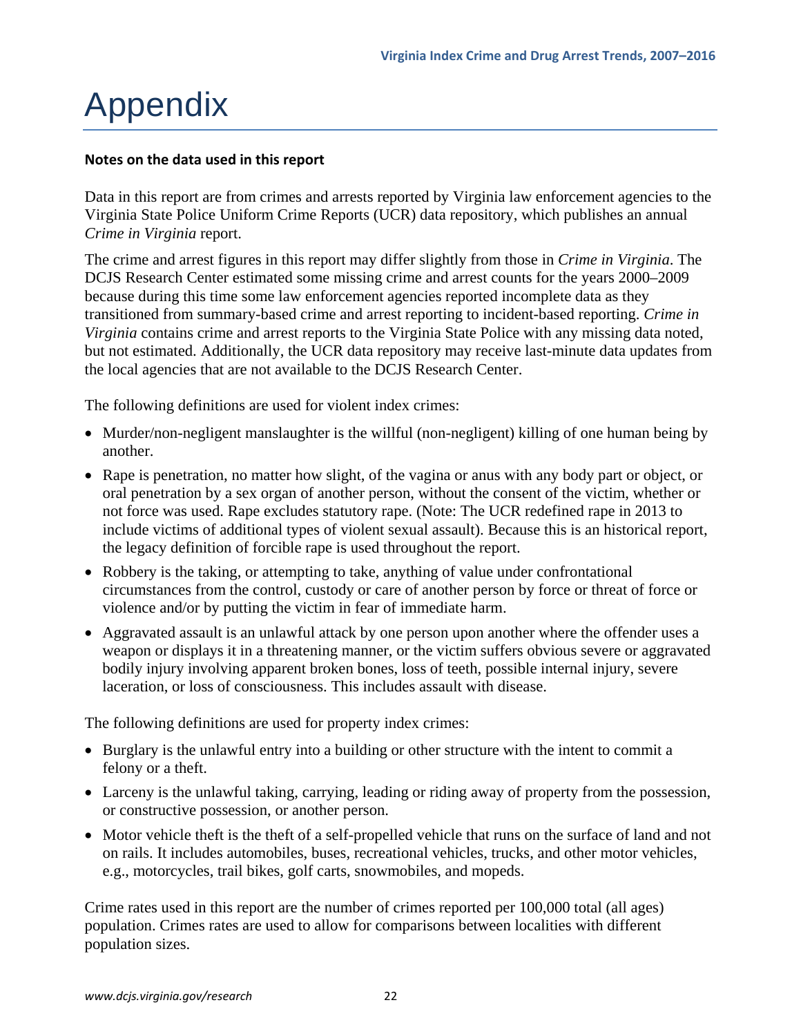# Appendix

**Notes on the data used in this report**

Data in this report are from crimes and arrests reported by Virginia law enforcement agencies to the Virginia State Police Uniform Crime Reports (UCR) data repository, which publishes an annual *Crime in Virginia* report.

The crime and arrest figures in this report may differ slightly from those in *Crime in Virginia*. The DCJS Research Center estimated some missing crime and arrest counts for the years 2000–2009 because during this time some law enforcement agencies reported incomplete data as they transitioned from summary-based crime and arrest reporting to incident-based reporting. *Crime in Virginia* contains crime and arrest reports to the Virginia State Police with any missing data noted, but not estimated. Additionally, the UCR data repository may receive last-minute data updates from the local agencies that are not available to the DCJS Research Center.

The following definitions are used for violent index crimes:

- Murder/non-negligent manslaughter is the willful (non-negligent) killing of one human being by another.
- Rape is penetration, no matter how slight, of the vagina or anus with any body part or object, or oral penetration by a sex organ of another person, without the consent of the victim, whether or not force was used. Rape excludes statutory rape. (Note: The UCR redefined rape in 2013 to include victims of additional types of violent sexual assault). Because this is an historical report, the legacy definition of forcible rape is used throughout the report.
- Robbery is the taking, or attempting to take, anything of value under confrontational circumstances from the control, custody or care of another person by force or threat of force or violence and/or by putting the victim in fear of immediate harm.
- Aggravated assault is an unlawful attack by one person upon another where the offender uses a weapon or displays it in a threatening manner, or the victim suffers obvious severe or aggravated bodily injury involving apparent broken bones, loss of teeth, possible internal injury, severe laceration, or loss of consciousness. This includes assault with disease.

The following definitions are used for property index crimes:

- Burglary is the unlawful entry into a building or other structure with the intent to commit a felony or a theft.
- Larceny is the unlawful taking, carrying, leading or riding away of property from the possession, or constructive possession, or another person.
- Motor vehicle theft is the theft of a self-propelled vehicle that runs on the surface of land and not on rails. It includes automobiles, buses, recreational vehicles, trucks, and other motor vehicles, e.g., motorcycles, trail bikes, golf carts, snowmobiles, and mopeds.

Crime rates used in this report are the number of crimes reported per 100,000 total (all ages) population. Crimes rates are used to allow for comparisons between localities with different population sizes.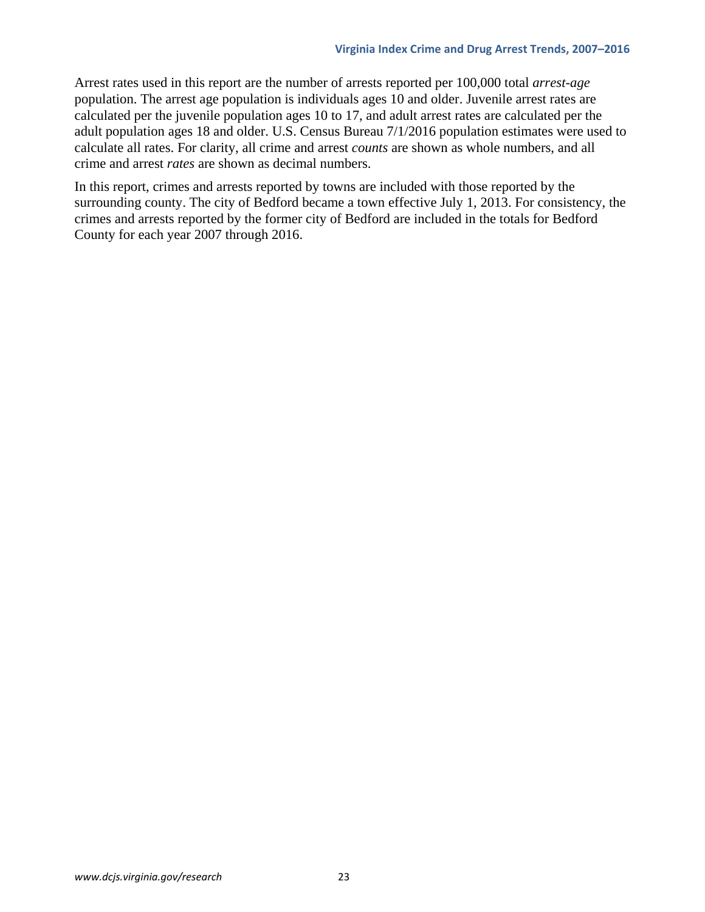Arrest rates used in this report are the number of arrests reported per 100,000 total *arrest-age* population. The arrest age population is individuals ages 10 and older. Juvenile arrest rates are calculated per the juvenile population ages 10 to 17, and adult arrest rates are calculated per the adult population ages 18 and older. U.S. Census Bureau 7/1/2016 population estimates were used to calculate all rates. For clarity, all crime and arrest *counts* are shown as whole numbers, and all crime and arrest *rates* are shown as decimal numbers.

In this report, crimes and arrests reported by towns are included with those reported by the surrounding county. The city of Bedford became a town effective July 1, 2013. For consistency, the crimes and arrests reported by the former city of Bedford are included in the totals for Bedford County for each year 2007 through 2016.